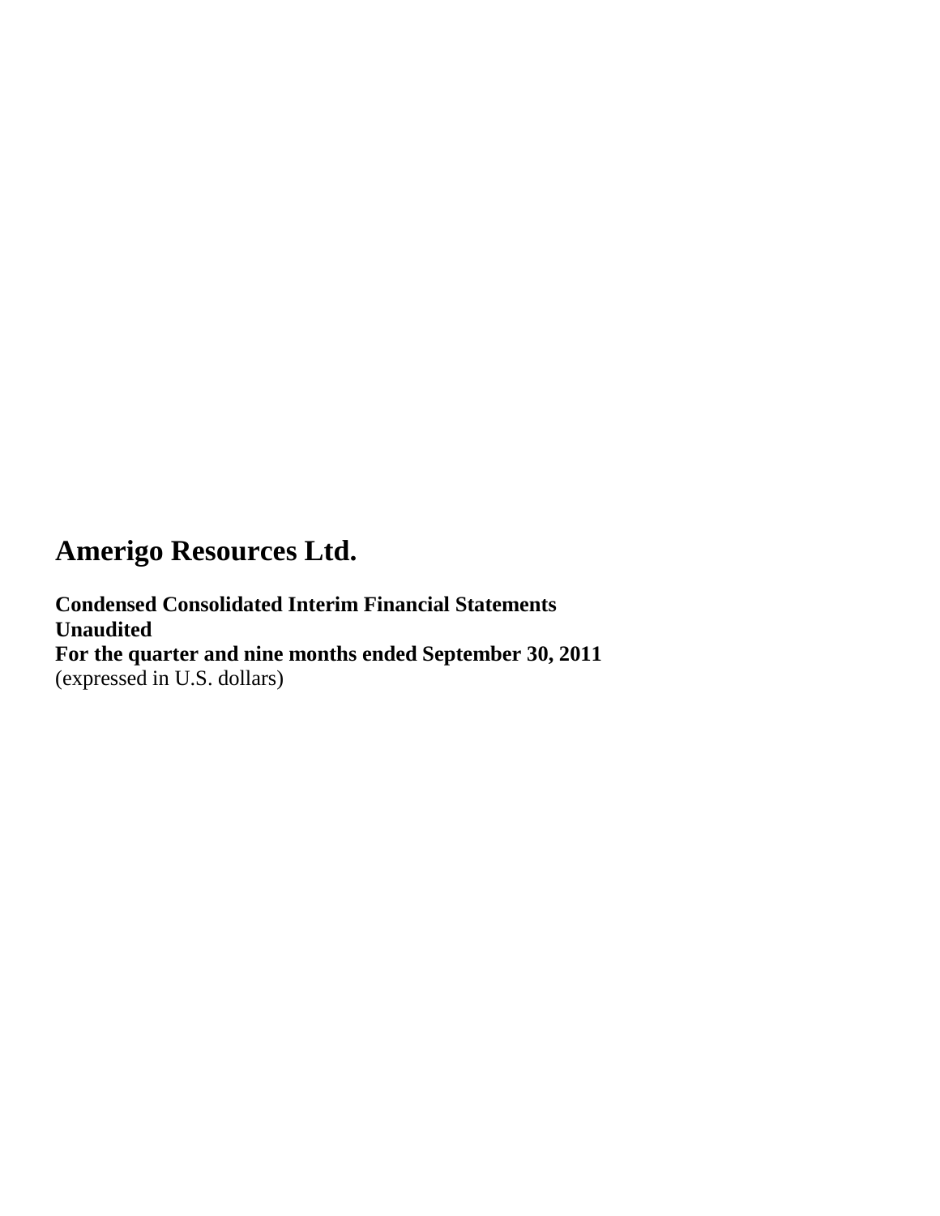# Amerigo Resources Ltd.

**Condensed Consolidated Interim Financial Statements**
**Unaudited**
**For the quarter and nine months ended September 30, 2011**
(expressed in U.S. dollars)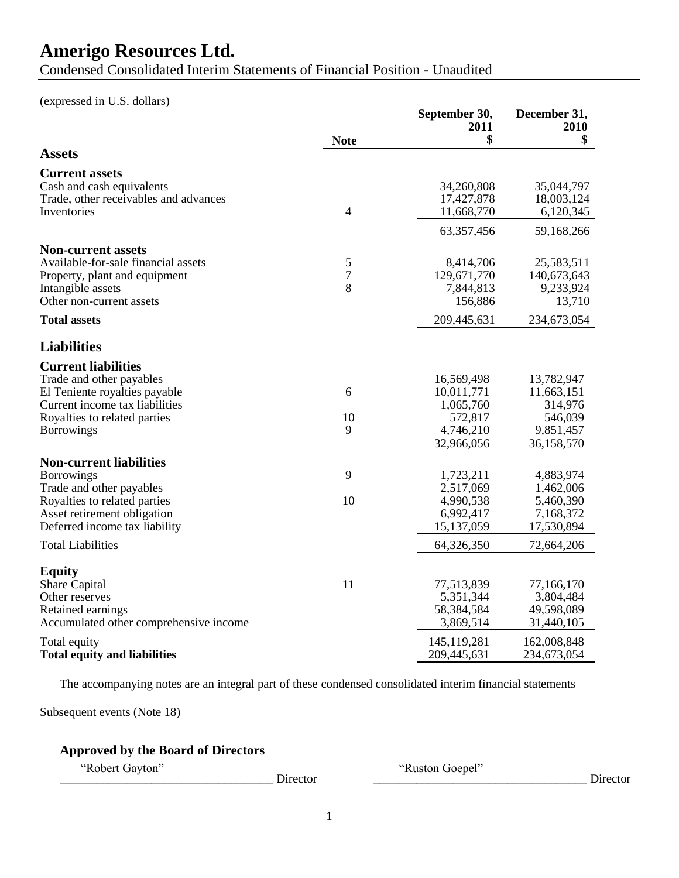# Amerigo Resources Ltd.

Condensed Consolidated Interim Statements of Financial Position - Unaudited

(expressed in U.S. dollars)

| | Note | September 30, 2011 $ | December 31, 2010 $ |
|---|---|---|---|
| **Assets** | | | |
| **Current assets** | | | |
| Cash and cash equivalents | | 34,260,808 | 35,044,797 |
| Trade, other receivables and advances | | 17,427,878 | 18,003,124 |
| Inventories | 4 | 11,668,770 | 6,120,345 |
| | | 63,357,456 | 59,168,266 |
| **Non-current assets** | | | |
| Available-for-sale financial assets | 5 | 8,414,706 | 25,583,511 |
| Property, plant and equipment | 7 | 129,671,770 | 140,673,643 |
| Intangible assets | 8 | 7,844,813 | 9,233,924 |
| Other non-current assets | | 156,886 | 13,710 |
| **Total assets** | | 209,445,631 | 234,673,054 |
| **Liabilities** | | | |
| **Current liabilities** | | | |
| Trade and other payables | | 16,569,498 | 13,782,947 |
| El Teniente royalties payable | 6 | 10,011,771 | 11,663,151 |
| Current income tax liabilities | | 1,065,760 | 314,976 |
| Royalties to related parties | 10 | 572,817 | 546,039 |
| Borrowings | 9 | 4,746,210 | 9,851,457 |
| | | 32,966,056 | 36,158,570 |
| **Non-current liabilities** | | | |
| Borrowings | 9 | 1,723,211 | 4,883,974 |
| Trade and other payables | | 2,517,069 | 1,462,006 |
| Royalties to related parties | 10 | 4,990,538 | 5,460,390 |
| Asset retirement obligation | | 6,992,417 | 7,168,372 |
| Deferred income tax liability | | 15,137,059 | 17,530,894 |
| Total Liabilities | | 64,326,350 | 72,664,206 |
| **Equity** | | | |
| Share Capital | 11 | 77,513,839 | 77,166,170 |
| Other reserves | | 5,351,344 | 3,804,484 |
| Retained earnings | | 58,384,584 | 49,598,089 |
| Accumulated other comprehensive income | | 3,869,514 | 31,440,105 |
| Total equity | | 145,119,281 | 162,008,848 |
| **Total equity and liabilities** | | 209,445,631 | 234,673,054 |

The accompanying notes are an integral part of these condensed consolidated interim financial statements

Subsequent events (Note 18)

**Approved by the Board of Directors**

"Robert Gayton" Director

"Ruston Goepel" Director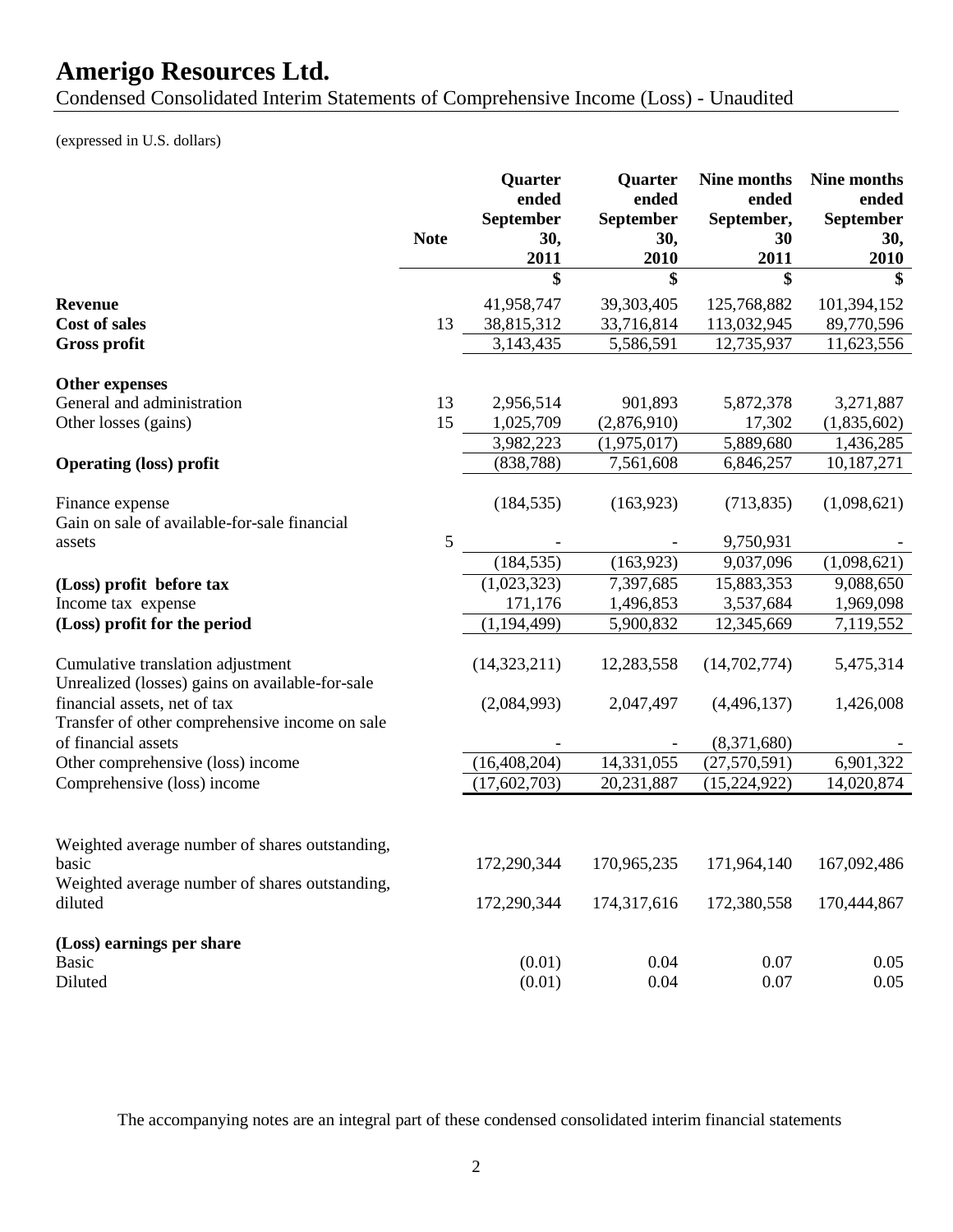# Amerigo Resources Ltd.

Condensed Consolidated Interim Statements of Comprehensive Income (Loss) - Unaudited

(expressed in U.S. dollars)

| | Note | Quarter ended September 30, 2011 | Quarter ended September 30, 2010 | Nine months ended September, 30 2011 | Nine months ended September 30, 2010 |
|---|---|---|---|---|---|
| | | $ | $ | $ | $ |
| **Revenue** | | 41,958,747 | 39,303,405 | 125,768,882 | 101,394,152 |
| **Cost of sales** | 13 | 38,815,312 | 33,716,814 | 113,032,945 | 89,770,596 |
| **Gross profit** | | 3,143,435 | 5,586,591 | 12,735,937 | 11,623,556 |
| **Other expenses** | | | | | |
| General and administration | 13 | 2,956,514 | 901,893 | 5,872,378 | 3,271,887 |
| Other losses (gains) | 15 | 1,025,709 | (2,876,910) | 17,302 | (1,835,602) |
| | | 3,982,223 | (1,975,017) | 5,889,680 | 1,436,285 |
| **Operating (loss) profit** | | (838,788) | 7,561,608 | 6,846,257 | 10,187,271 |
| Finance expense | | (184,535) | (163,923) | (713,835) | (1,098,621) |
| Gain on sale of available-for-sale financial assets | 5 | - | - | 9,750,931 | - |
| | | (184,535) | (163,923) | 9,037,096 | (1,098,621) |
| **(Loss) profit before tax** | | (1,023,323) | 7,397,685 | 15,883,353 | 9,088,650 |
| Income tax expense | | 171,176 | 1,496,853 | 3,537,684 | 1,969,098 |
| **(Loss) profit for the period** | | (1,194,499) | 5,900,832 | 12,345,669 | 7,119,552 |
| Cumulative translation adjustment | | (14,323,211) | 12,283,558 | (14,702,774) | 5,475,314 |
| Unrealized (losses) gains on available-for-sale financial assets, net of tax | | (2,084,993) | 2,047,497 | (4,496,137) | 1,426,008 |
| Transfer of other comprehensive income on sale of financial assets | | - | - | (8,371,680) | - |
| Other comprehensive (loss) income | | (16,408,204) | 14,331,055 | (27,570,591) | 6,901,322 |
| Comprehensive (loss) income | | (17,602,703) | 20,231,887 | (15,224,922) | 14,020,874 |
| Weighted average number of shares outstanding, basic | | 172,290,344 | 170,965,235 | 171,964,140 | 167,092,486 |
| Weighted average number of shares outstanding, diluted | | 172,290,344 | 174,317,616 | 172,380,558 | 170,444,867 |
| **(Loss) earnings per share** | | | | | |
| Basic | | (0.01) | 0.04 | 0.07 | 0.05 |
| Diluted | | (0.01) | 0.04 | 0.07 | 0.05 |

The accompanying notes are an integral part of these condensed consolidated interim financial statements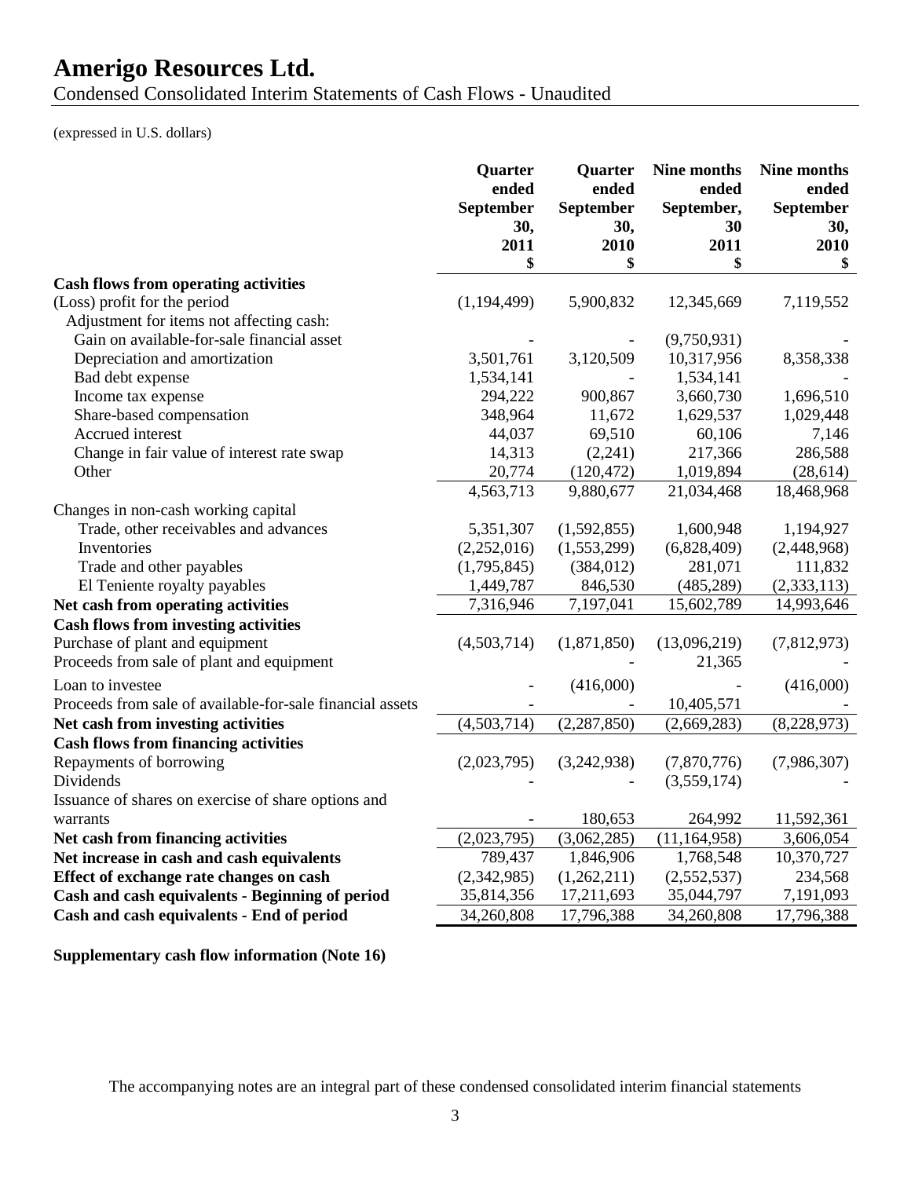# Amerigo Resources Ltd.

Condensed Consolidated Interim Statements of Cash Flows - Unaudited

(expressed in U.S. dollars)

| | Quarter ended September 30, 2011 $ | Quarter ended September 30, 2010 $ | Nine months ended September, 30 2011 $ | Nine months ended September 30, 2010 $ |
|---|---|---|---|---|
| **Cash flows from operating activities** | | | | |
| (Loss) profit for the period | (1,194,499) | 5,900,832 | 12,345,669 | 7,119,552 |
| Adjustment for items not affecting cash: | | | | |
| Gain on available-for-sale financial asset | - | - | (9,750,931) | - |
| Depreciation and amortization | 3,501,761 | 3,120,509 | 10,317,956 | 8,358,338 |
| Bad debt expense | 1,534,141 | - | 1,534,141 | - |
| Income tax expense | 294,222 | 900,867 | 3,660,730 | 1,696,510 |
| Share-based compensation | 348,964 | 11,672 | 1,629,537 | 1,029,448 |
| Accrued interest | 44,037 | 69,510 | 60,106 | 7,146 |
| Change in fair value of interest rate swap | 14,313 | (2,241) | 217,366 | 286,588 |
| Other | 20,774 | (120,472) | 1,019,894 | (28,614) |
| | 4,563,713 | 9,880,677 | 21,034,468 | 18,468,968 |
| Changes in non-cash working capital | | | | |
| Trade, other receivables and advances | 5,351,307 | (1,592,855) | 1,600,948 | 1,194,927 |
| Inventories | (2,252,016) | (1,553,299) | (6,828,409) | (2,448,968) |
| Trade and other payables | (1,795,845) | (384,012) | 281,071 | 111,832 |
| El Teniente royalty payables | 1,449,787 | 846,530 | (485,289) | (2,333,113) |
| **Net cash from operating activities** | 7,316,946 | 7,197,041 | 15,602,789 | 14,993,646 |
| **Cash flows from investing activities** | | | | |
| Purchase of plant and equipment | (4,503,714) | (1,871,850) | (13,096,219) | (7,812,973) |
| Proceeds from sale of plant and equipment | | - | 21,365 | - |
| Loan to investee | - | (416,000) | - | (416,000) |
| Proceeds from sale of available-for-sale financial assets | - | - | 10,405,571 | - |
| **Net cash from investing activities** | (4,503,714) | (2,287,850) | (2,669,283) | (8,228,973) |
| **Cash flows from financing activities** | | | | |
| Repayments of borrowing | (2,023,795) | (3,242,938) | (7,870,776) | (7,986,307) |
| Dividends | - | - | (3,559,174) | - |
| Issuance of shares on exercise of share options and warrants | - | 180,653 | 264,992 | 11,592,361 |
| **Net cash from financing activities** | (2,023,795) | (3,062,285) | (11,164,958) | 3,606,054 |
| **Net increase in cash and cash equivalents** | 789,437 | 1,846,906 | 1,768,548 | 10,370,727 |
| **Effect of exchange rate changes on cash** | (2,342,985) | (1,262,211) | (2,552,537) | 234,568 |
| **Cash and cash equivalents - Beginning of period** | 35,814,356 | 17,211,693 | 35,044,797 | 7,191,093 |
| **Cash and cash equivalents - End of period** | 34,260,808 | 17,796,388 | 34,260,808 | 17,796,388 |

**Supplementary cash flow information (Note 16)**

The accompanying notes are an integral part of these condensed consolidated interim financial statements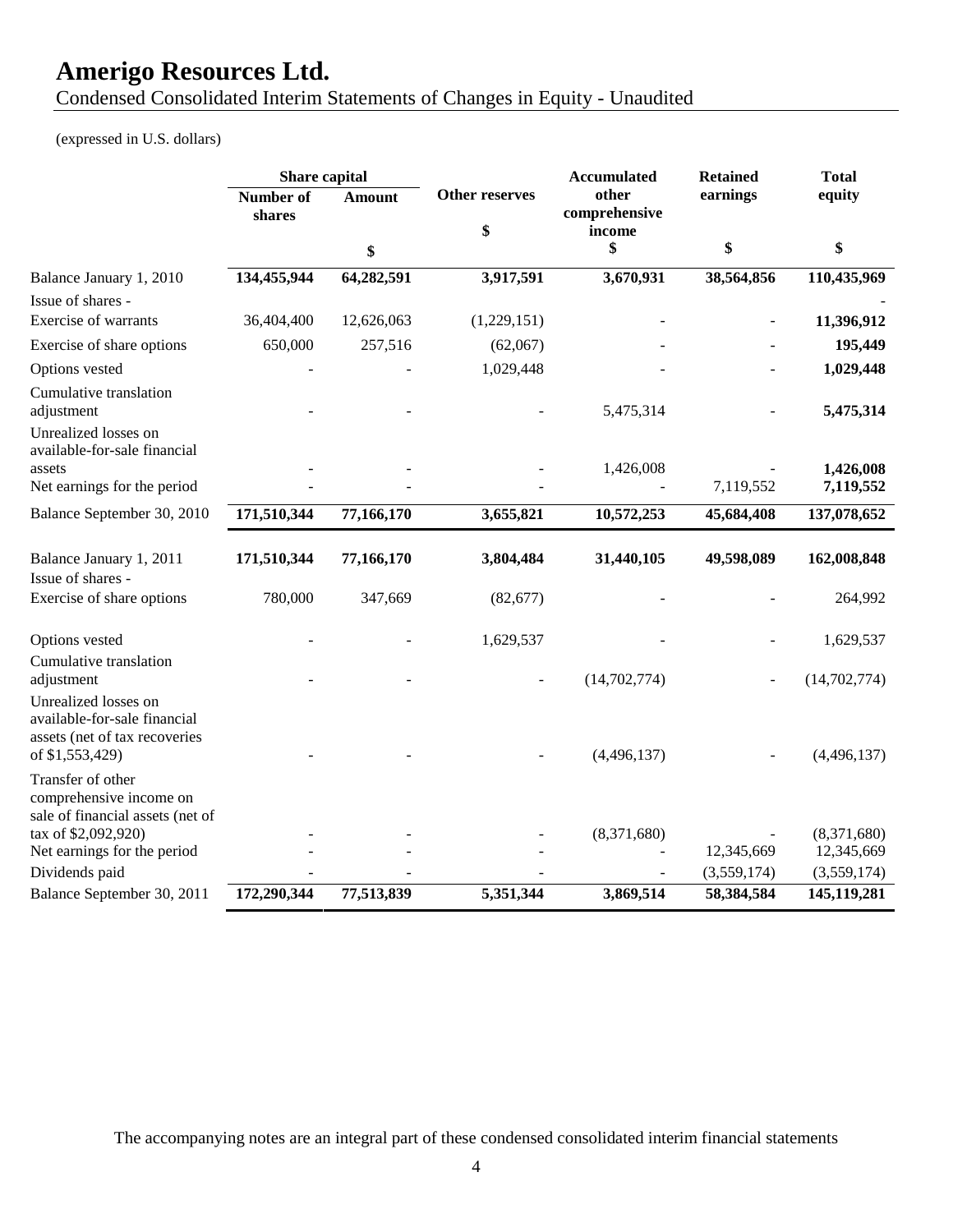# Amerigo Resources Ltd.

Condensed Consolidated Interim Statements of Changes in Equity - Unaudited

(expressed in U.S. dollars)

| | Share capital | | Other reserves | Accumulated other comprehensive income | Retained earnings | Total equity |
|---|---|---|---|---|---|---|
| | Number of shares | Amount | | | | |
| | | $ | $ | $ | $ | $ |
| Balance January 1, 2010 | **134,455,944** | **64,282,591** | **3,917,591** | **3,670,931** | **38,564,856** | **110,435,969** |
| Issue of shares - | | | | | | - |
| Exercise of warrants | 36,404,400 | 12,626,063 | (1,229,151) | - | - | **11,396,912** |
| Exercise of share options | 650,000 | 257,516 | (62,067) | - | - | **195,449** |
| Options vested | - | - | 1,029,448 | - | - | **1,029,448** |
| Cumulative translation adjustment | - | - | - | 5,475,314 | - | **5,475,314** |
| Unrealized losses on available-for-sale financial assets | - | - | - | 1,426,008 | - | **1,426,008** |
| Net earnings for the period | - | - | - | - | 7,119,552 | **7,119,552** |
| Balance September 30, 2010 | **171,510,344** | **77,166,170** | **3,655,821** | **10,572,253** | **45,684,408** | **137,078,652** |
| Balance January 1, 2011 | **171,510,344** | **77,166,170** | **3,804,484** | **31,440,105** | **49,598,089** | **162,008,848** |
| Issue of shares - | | | | | | |
| Exercise of share options | 780,000 | 347,669 | (82,677) | - | - | 264,992 |
| Options vested | - | - | 1,629,537 | - | - | 1,629,537 |
| Cumulative translation adjustment | - | - | - | (14,702,774) | - | (14,702,774) |
| Unrealized losses on available-for-sale financial assets (net of tax recoveries of $1,553,429) | - | - | - | (4,496,137) | - | (4,496,137) |
| Transfer of other comprehensive income on sale of financial assets (net of tax of $2,092,920) | - | - | - | (8,371,680) | - | (8,371,680) |
| Net earnings for the period | - | - | - | - | 12,345,669 | 12,345,669 |
| Dividends paid | - | - | - | - | (3,559,174) | (3,559,174) |
| Balance September 30, 2011 | **172,290,344** | **77,513,839** | **5,351,344** | **3,869,514** | **58,384,584** | **145,119,281** |

The accompanying notes are an integral part of these condensed consolidated interim financial statements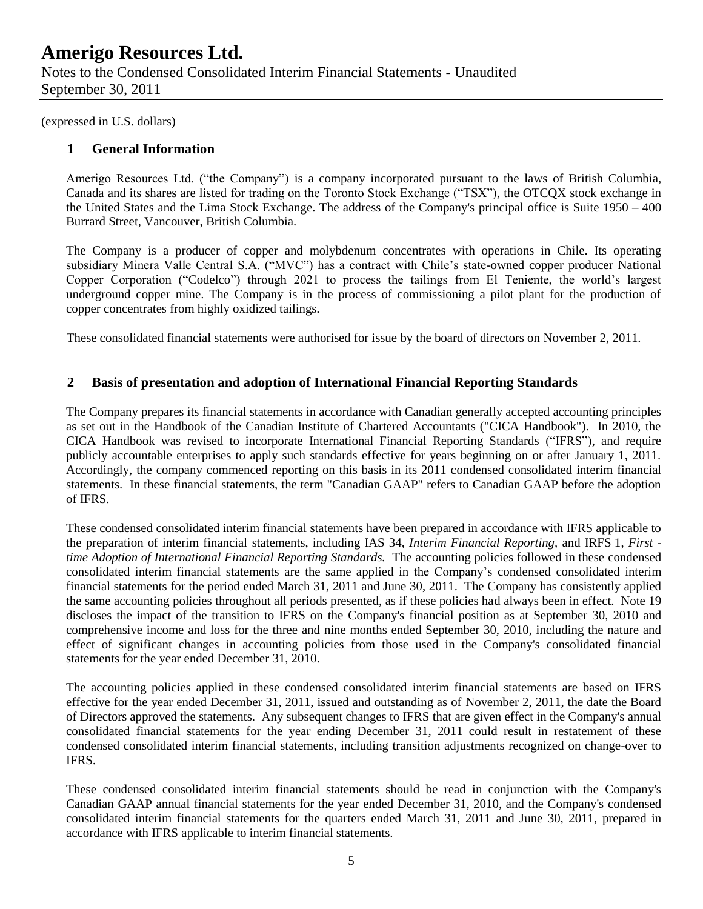(expressed in U.S. dollars)

## 1 General Information

Amerigo Resources Ltd. ("the Company") is a company incorporated pursuant to the laws of British Columbia, Canada and its shares are listed for trading on the Toronto Stock Exchange ("TSX"), the OTCQX stock exchange in the United States and the Lima Stock Exchange. The address of the Company's principal office is Suite 1950 – 400 Burrard Street, Vancouver, British Columbia.

The Company is a producer of copper and molybdenum concentrates with operations in Chile. Its operating subsidiary Minera Valle Central S.A. ("MVC") has a contract with Chile's state-owned copper producer National Copper Corporation ("Codelco") through 2021 to process the tailings from El Teniente, the world's largest underground copper mine. The Company is in the process of commissioning a pilot plant for the production of copper concentrates from highly oxidized tailings.

These consolidated financial statements were authorised for issue by the board of directors on November 2, 2011.

## 2 Basis of presentation and adoption of International Financial Reporting Standards

The Company prepares its financial statements in accordance with Canadian generally accepted accounting principles as set out in the Handbook of the Canadian Institute of Chartered Accountants ("CICA Handbook"). In 2010, the CICA Handbook was revised to incorporate International Financial Reporting Standards ("IFRS"), and require publicly accountable enterprises to apply such standards effective for years beginning on or after January 1, 2011. Accordingly, the company commenced reporting on this basis in its 2011 condensed consolidated interim financial statements. In these financial statements, the term "Canadian GAAP" refers to Canadian GAAP before the adoption of IFRS.

These condensed consolidated interim financial statements have been prepared in accordance with IFRS applicable to the preparation of interim financial statements, including IAS 34, *Interim Financial Reporting,* and IRFS 1, *First - time Adoption of International Financial Reporting Standards.* The accounting policies followed in these condensed consolidated interim financial statements are the same applied in the Company's condensed consolidated interim financial statements for the period ended March 31, 2011 and June 30, 2011. The Company has consistently applied the same accounting policies throughout all periods presented, as if these policies had always been in effect. Note 19 discloses the impact of the transition to IFRS on the Company's financial position as at September 30, 2010 and comprehensive income and loss for the three and nine months ended September 30, 2010, including the nature and effect of significant changes in accounting policies from those used in the Company's consolidated financial statements for the year ended December 31, 2010.

The accounting policies applied in these condensed consolidated interim financial statements are based on IFRS effective for the year ended December 31, 2011, issued and outstanding as of November 2, 2011, the date the Board of Directors approved the statements. Any subsequent changes to IFRS that are given effect in the Company's annual consolidated financial statements for the year ending December 31, 2011 could result in restatement of these condensed consolidated interim financial statements, including transition adjustments recognized on change-over to IFRS.

These condensed consolidated interim financial statements should be read in conjunction with the Company's Canadian GAAP annual financial statements for the year ended December 31, 2010, and the Company's condensed consolidated interim financial statements for the quarters ended March 31, 2011 and June 30, 2011, prepared in accordance with IFRS applicable to interim financial statements.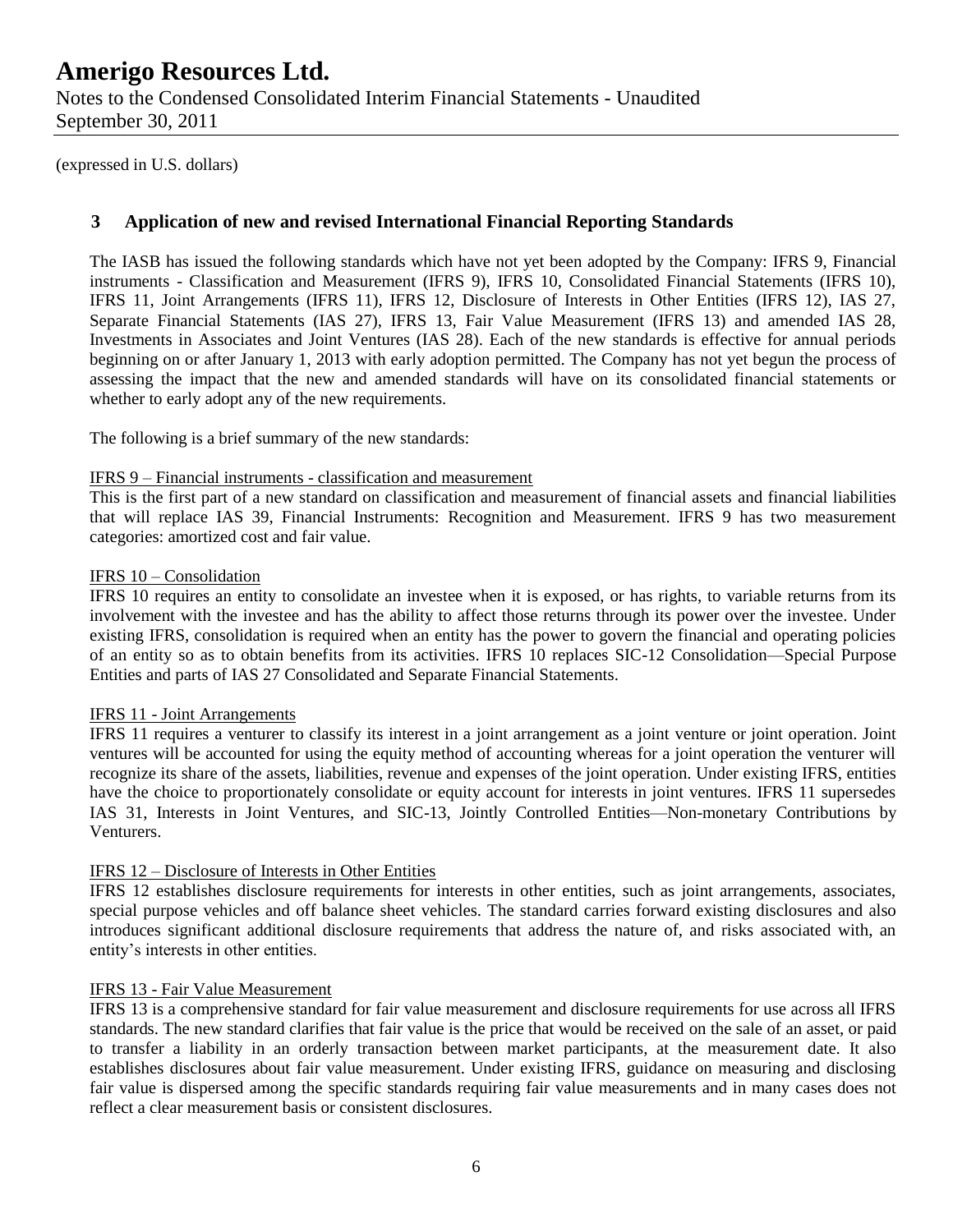(expressed in U.S. dollars)

## 3 Application of new and revised International Financial Reporting Standards

The IASB has issued the following standards which have not yet been adopted by the Company: IFRS 9, Financial instruments - Classification and Measurement (IFRS 9), IFRS 10, Consolidated Financial Statements (IFRS 10), IFRS 11, Joint Arrangements (IFRS 11), IFRS 12, Disclosure of Interests in Other Entities (IFRS 12), IAS 27, Separate Financial Statements (IAS 27), IFRS 13, Fair Value Measurement (IFRS 13) and amended IAS 28, Investments in Associates and Joint Ventures (IAS 28). Each of the new standards is effective for annual periods beginning on or after January 1, 2013 with early adoption permitted. The Company has not yet begun the process of assessing the impact that the new and amended standards will have on its consolidated financial statements or whether to early adopt any of the new requirements.

The following is a brief summary of the new standards:

IFRS 9 – Financial instruments - classification and measurement

This is the first part of a new standard on classification and measurement of financial assets and financial liabilities that will replace IAS 39, Financial Instruments: Recognition and Measurement. IFRS 9 has two measurement categories: amortized cost and fair value.

IFRS 10 – Consolidation

IFRS 10 requires an entity to consolidate an investee when it is exposed, or has rights, to variable returns from its involvement with the investee and has the ability to affect those returns through its power over the investee. Under existing IFRS, consolidation is required when an entity has the power to govern the financial and operating policies of an entity so as to obtain benefits from its activities. IFRS 10 replaces SIC-12 Consolidation—Special Purpose Entities and parts of IAS 27 Consolidated and Separate Financial Statements.

IFRS 11 - Joint Arrangements

IFRS 11 requires a venturer to classify its interest in a joint arrangement as a joint venture or joint operation. Joint ventures will be accounted for using the equity method of accounting whereas for a joint operation the venturer will recognize its share of the assets, liabilities, revenue and expenses of the joint operation. Under existing IFRS, entities have the choice to proportionately consolidate or equity account for interests in joint ventures. IFRS 11 supersedes IAS 31, Interests in Joint Ventures, and SIC-13, Jointly Controlled Entities—Non-monetary Contributions by Venturers.

IFRS 12 – Disclosure of Interests in Other Entities

IFRS 12 establishes disclosure requirements for interests in other entities, such as joint arrangements, associates, special purpose vehicles and off balance sheet vehicles. The standard carries forward existing disclosures and also introduces significant additional disclosure requirements that address the nature of, and risks associated with, an entity's interests in other entities.

IFRS 13 - Fair Value Measurement

IFRS 13 is a comprehensive standard for fair value measurement and disclosure requirements for use across all IFRS standards. The new standard clarifies that fair value is the price that would be received on the sale of an asset, or paid to transfer a liability in an orderly transaction between market participants, at the measurement date. It also establishes disclosures about fair value measurement. Under existing IFRS, guidance on measuring and disclosing fair value is dispersed among the specific standards requiring fair value measurements and in many cases does not reflect a clear measurement basis or consistent disclosures.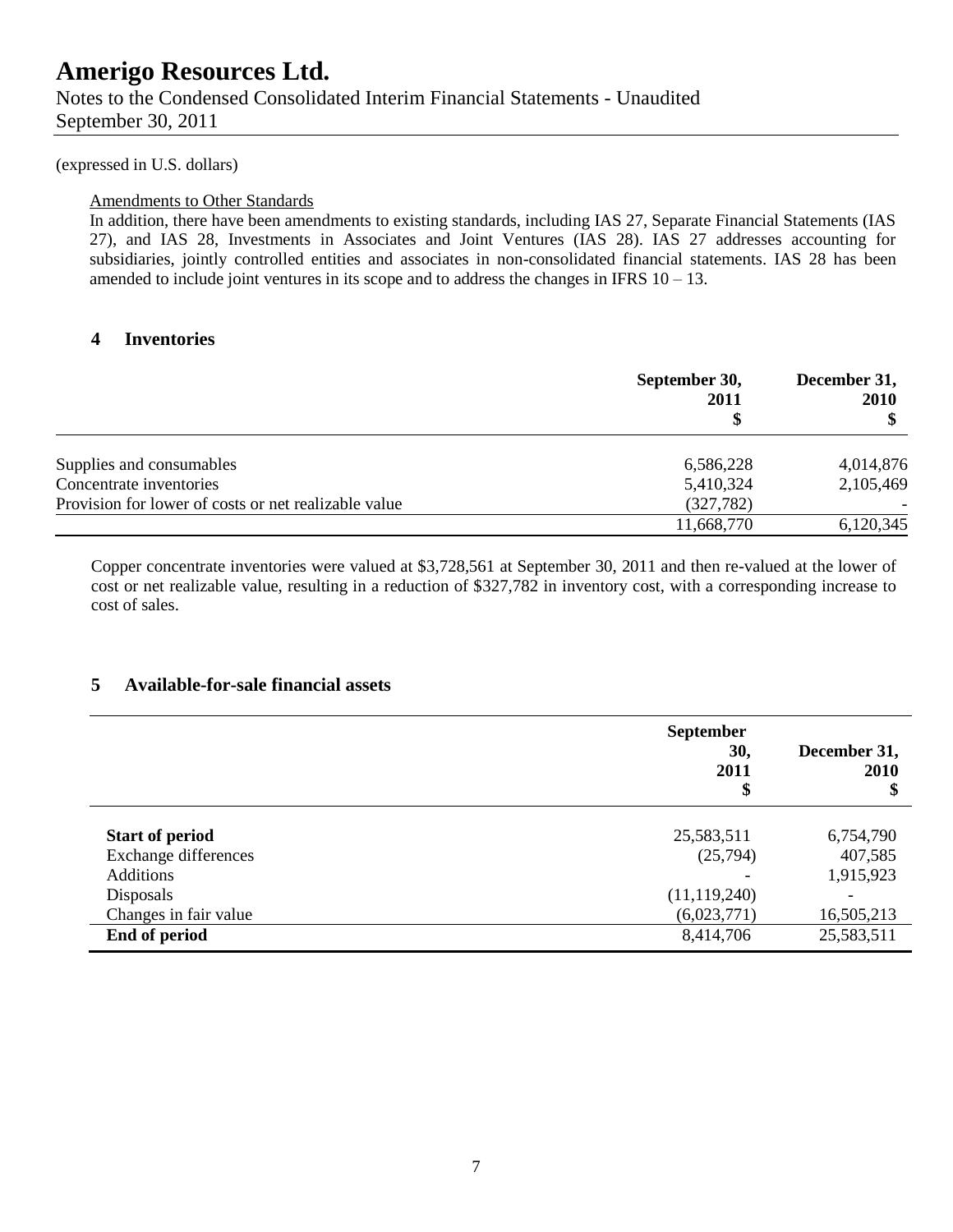(expressed in U.S. dollars)

Amendments to Other Standards

In addition, there have been amendments to existing standards, including IAS 27, Separate Financial Statements (IAS 27), and IAS 28, Investments in Associates and Joint Ventures (IAS 28). IAS 27 addresses accounting for subsidiaries, jointly controlled entities and associates in non-consolidated financial statements. IAS 28 has been amended to include joint ventures in its scope and to address the changes in IFRS 10 – 13.

## 4 Inventories

| | September 30, 2011 $ | December 31, 2010 $ |
|---|---|---|
| Supplies and consumables | 6,586,228 | 4,014,876 |
| Concentrate inventories | 5,410,324 | 2,105,469 |
| Provision for lower of costs or net realizable value | (327,782) | - |
| | 11,668,770 | 6,120,345 |

Copper concentrate inventories were valued at $3,728,561 at September 30, 2011 and then re-valued at the lower of cost or net realizable value, resulting in a reduction of $327,782 in inventory cost, with a corresponding increase to cost of sales.

## 5 Available-for-sale financial assets

| | September 30, 2011 $ | December 31, 2010 $ |
|---|---|---|
| **Start of period** | 25,583,511 | 6,754,790 |
| Exchange differences | (25,794) | 407,585 |
| Additions | - | 1,915,923 |
| Disposals | (11,119,240) | - |
| Changes in fair value | (6,023,771) | 16,505,213 |
| **End of period** | 8,414,706 | 25,583,511 |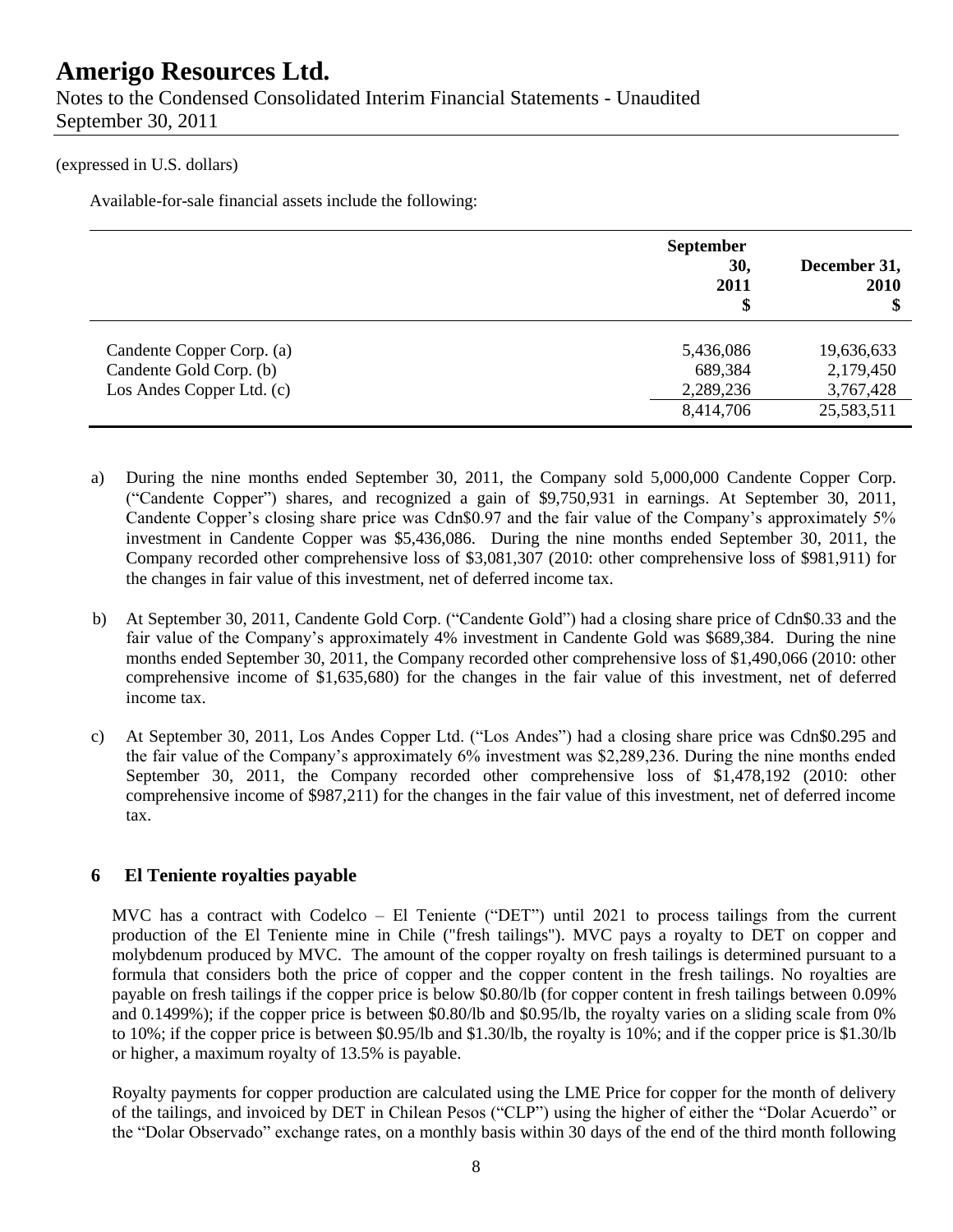(expressed in U.S. dollars)

Available-for-sale financial assets include the following:

| | September 30, 2011 $ | December 31, 2010 $ |
|---|---|---|
| Candente Copper Corp. (a) | 5,436,086 | 19,636,633 |
| Candente Gold Corp. (b) | 689,384 | 2,179,450 |
| Los Andes Copper Ltd. (c) | 2,289,236 | 3,767,428 |
| | 8,414,706 | 25,583,511 |

a) During the nine months ended September 30, 2011, the Company sold 5,000,000 Candente Copper Corp. ("Candente Copper") shares, and recognized a gain of $9,750,931 in earnings. At September 30, 2011, Candente Copper's closing share price was Cdn$0.97 and the fair value of the Company's approximately 5% investment in Candente Copper was $5,436,086. During the nine months ended September 30, 2011, the Company recorded other comprehensive loss of $3,081,307 (2010: other comprehensive loss of $981,911) for the changes in fair value of this investment, net of deferred income tax.

b) At September 30, 2011, Candente Gold Corp. ("Candente Gold") had a closing share price of Cdn$0.33 and the fair value of the Company's approximately 4% investment in Candente Gold was $689,384. During the nine months ended September 30, 2011, the Company recorded other comprehensive loss of $1,490,066 (2010: other comprehensive income of $1,635,680) for the changes in the fair value of this investment, net of deferred income tax.

c) At September 30, 2011, Los Andes Copper Ltd. ("Los Andes") had a closing share price was Cdn$0.295 and the fair value of the Company's approximately 6% investment was $2,289,236. During the nine months ended September 30, 2011, the Company recorded other comprehensive loss of $1,478,192 (2010: other comprehensive income of $987,211) for the changes in the fair value of this investment, net of deferred income tax.

## 6 El Teniente royalties payable

MVC has a contract with Codelco – El Teniente ("DET") until 2021 to process tailings from the current production of the El Teniente mine in Chile ("fresh tailings"). MVC pays a royalty to DET on copper and molybdenum produced by MVC. The amount of the copper royalty on fresh tailings is determined pursuant to a formula that considers both the price of copper and the copper content in the fresh tailings. No royalties are payable on fresh tailings if the copper price is below $0.80/lb (for copper content in fresh tailings between 0.09% and 0.1499%); if the copper price is between $0.80/lb and $0.95/lb, the royalty varies on a sliding scale from 0% to 10%; if the copper price is between $0.95/lb and $1.30/lb, the royalty is 10%; and if the copper price is $1.30/lb or higher, a maximum royalty of 13.5% is payable.

Royalty payments for copper production are calculated using the LME Price for copper for the month of delivery of the tailings, and invoiced by DET in Chilean Pesos ("CLP") using the higher of either the "Dolar Acuerdo" or the "Dolar Observado" exchange rates, on a monthly basis within 30 days of the end of the third month following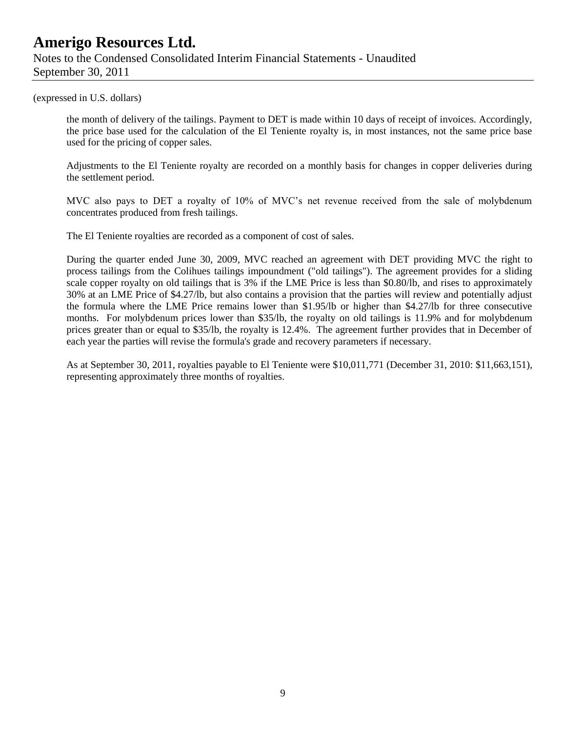(expressed in U.S. dollars)

the month of delivery of the tailings. Payment to DET is made within 10 days of receipt of invoices. Accordingly, the price base used for the calculation of the El Teniente royalty is, in most instances, not the same price base used for the pricing of copper sales.

Adjustments to the El Teniente royalty are recorded on a monthly basis for changes in copper deliveries during the settlement period.

MVC also pays to DET a royalty of 10% of MVC's net revenue received from the sale of molybdenum concentrates produced from fresh tailings.

The El Teniente royalties are recorded as a component of cost of sales.

During the quarter ended June 30, 2009, MVC reached an agreement with DET providing MVC the right to process tailings from the Colihues tailings impoundment ("old tailings"). The agreement provides for a sliding scale copper royalty on old tailings that is 3% if the LME Price is less than $0.80/lb, and rises to approximately 30% at an LME Price of $4.27/lb, but also contains a provision that the parties will review and potentially adjust the formula where the LME Price remains lower than $1.95/lb or higher than $4.27/lb for three consecutive months. For molybdenum prices lower than $35/lb, the royalty on old tailings is 11.9% and for molybdenum prices greater than or equal to $35/lb, the royalty is 12.4%. The agreement further provides that in December of each year the parties will revise the formula's grade and recovery parameters if necessary.

As at September 30, 2011, royalties payable to El Teniente were $10,011,771 (December 31, 2010: $11,663,151), representing approximately three months of royalties.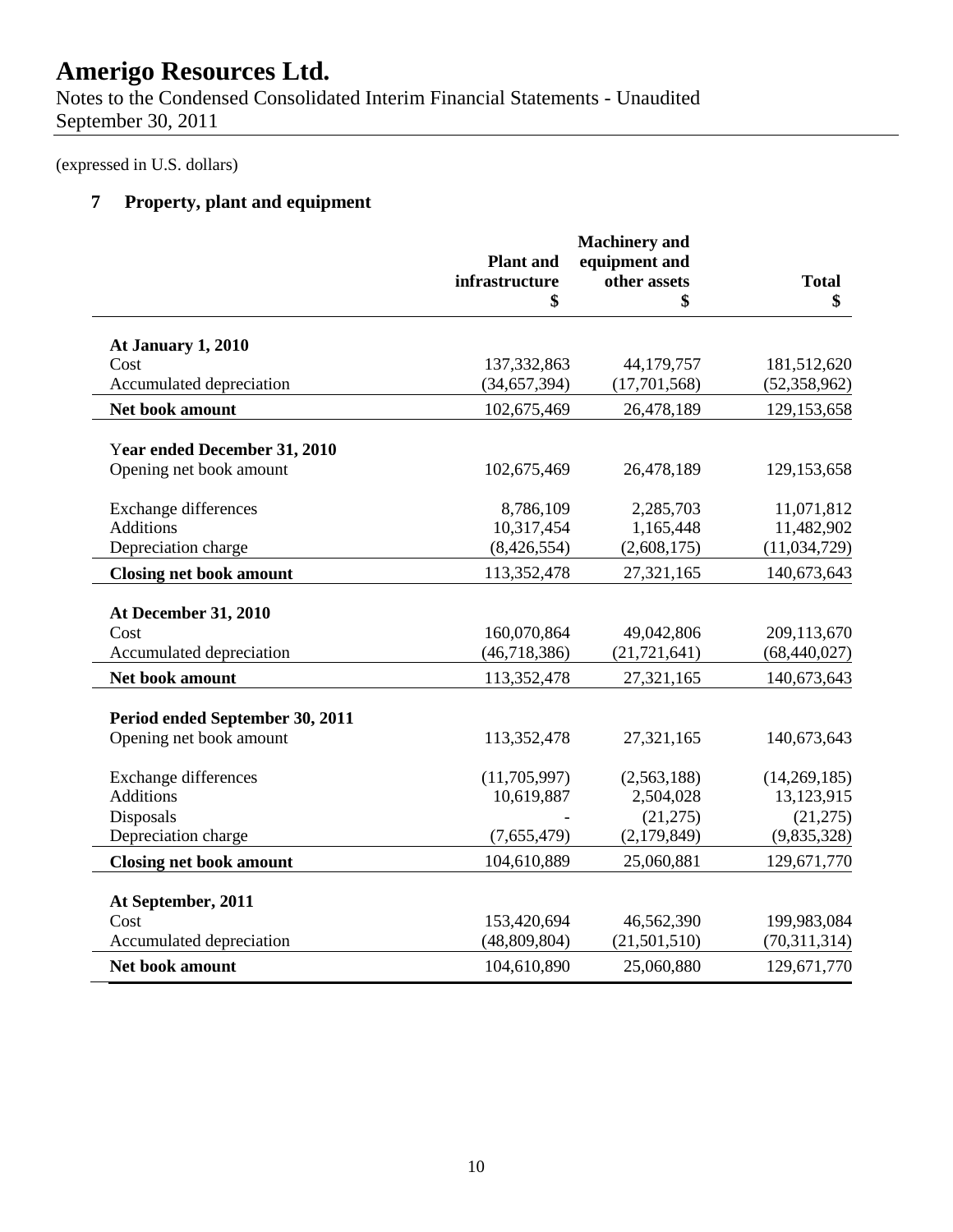# Amerigo Resources Ltd.

Notes to the Condensed Consolidated Interim Financial Statements - Unaudited
September 30, 2011

(expressed in U.S. dollars)

## 7 Property, plant and equipment

| | Plant and infrastructure $ | Machinery and equipment and other assets $ | Total $ |
|---|---|---|---|
| **At January 1, 2010** | | | |
| Cost | 137,332,863 | 44,179,757 | 181,512,620 |
| Accumulated depreciation | (34,657,394) | (17,701,568) | (52,358,962) |
| **Net book amount** | 102,675,469 | 26,478,189 | 129,153,658 |
| **Year ended December 31, 2010** | | | |
| Opening net book amount | 102,675,469 | 26,478,189 | 129,153,658 |
| Exchange differences | 8,786,109 | 2,285,703 | 11,071,812 |
| Additions | 10,317,454 | 1,165,448 | 11,482,902 |
| Depreciation charge | (8,426,554) | (2,608,175) | (11,034,729) |
| **Closing net book amount** | 113,352,478 | 27,321,165 | 140,673,643 |
| **At December 31, 2010** | | | |
| Cost | 160,070,864 | 49,042,806 | 209,113,670 |
| Accumulated depreciation | (46,718,386) | (21,721,641) | (68,440,027) |
| **Net book amount** | 113,352,478 | 27,321,165 | 140,673,643 |
| **Period ended September 30, 2011** | | | |
| Opening net book amount | 113,352,478 | 27,321,165 | 140,673,643 |
| Exchange differences | (11,705,997) | (2,563,188) | (14,269,185) |
| Additions | 10,619,887 | 2,504,028 | 13,123,915 |
| Disposals | - | (21,275) | (21,275) |
| Depreciation charge | (7,655,479) | (2,179,849) | (9,835,328) |
| **Closing net book amount** | 104,610,889 | 25,060,881 | 129,671,770 |
| **At September, 2011** | | | |
| Cost | 153,420,694 | 46,562,390 | 199,983,084 |
| Accumulated depreciation | (48,809,804) | (21,501,510) | (70,311,314) |
| **Net book amount** | 104,610,890 | 25,060,880 | 129,671,770 |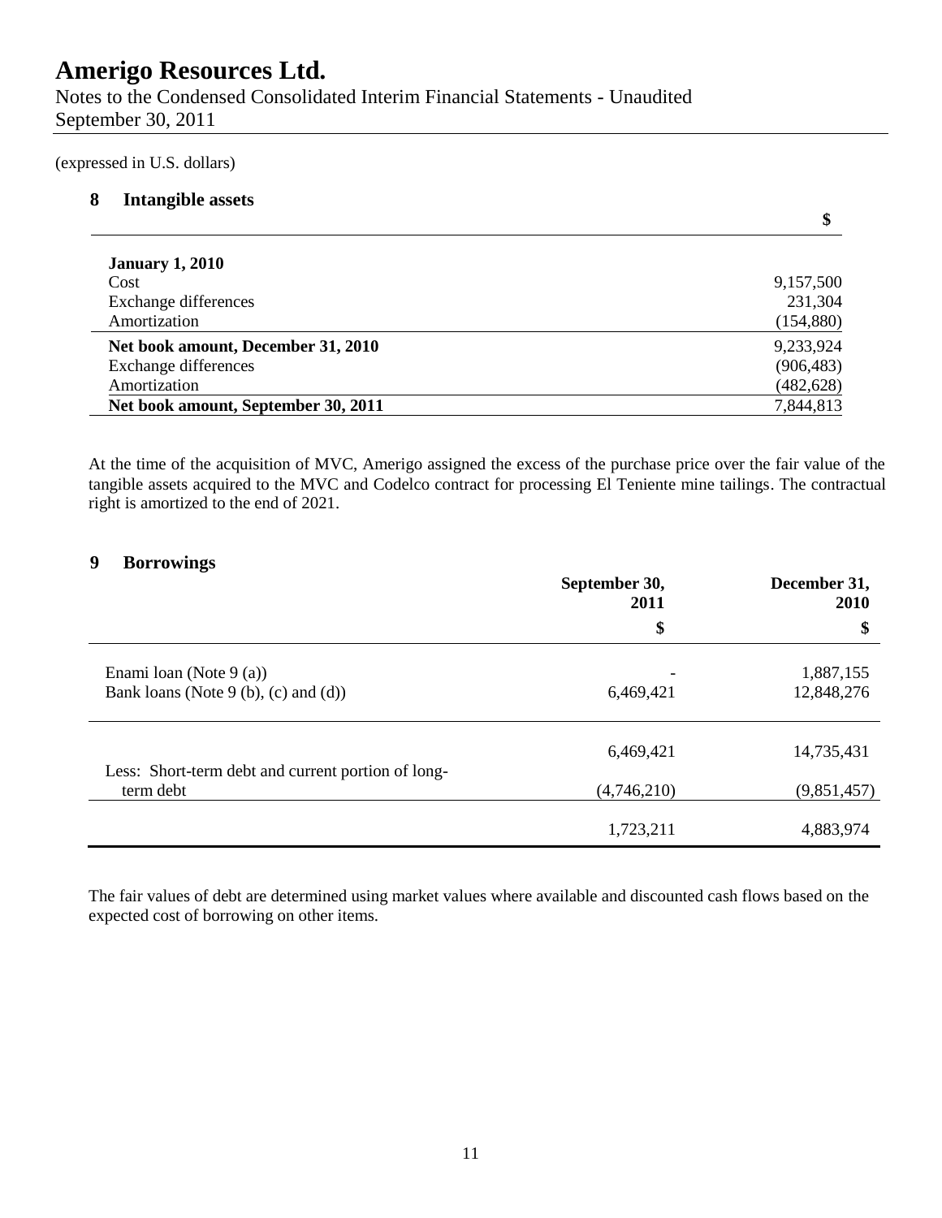(expressed in U.S. dollars)

## 8 Intangible assets

| | $ |
|---|---|
| **January 1, 2010** | |
| Cost | 9,157,500 |
| Exchange differences | 231,304 |
| Amortization | (154,880) |
| **Net book amount, December 31, 2010** | 9,233,924 |
| Exchange differences | (906,483) |
| Amortization | (482,628) |
| **Net book amount, September 30, 2011** | 7,844,813 |

At the time of the acquisition of MVC, Amerigo assigned the excess of the purchase price over the fair value of the tangible assets acquired to the MVC and Codelco contract for processing El Teniente mine tailings. The contractual right is amortized to the end of 2021.

## 9 Borrowings

| | September 30, 2011 | December 31, 2010 |
|---|---|---|
| | $ | $ |
| Enami loan (Note 9 (a)) | - | 1,887,155 |
| Bank loans (Note 9 (b), (c) and (d)) | 6,469,421 | 12,848,276 |
| | 6,469,421 | 14,735,431 |
| Less: Short-term debt and current portion of long-term debt | (4,746,210) | (9,851,457) |
| | 1,723,211 | 4,883,974 |

The fair values of debt are determined using market values where available and discounted cash flows based on the expected cost of borrowing on other items.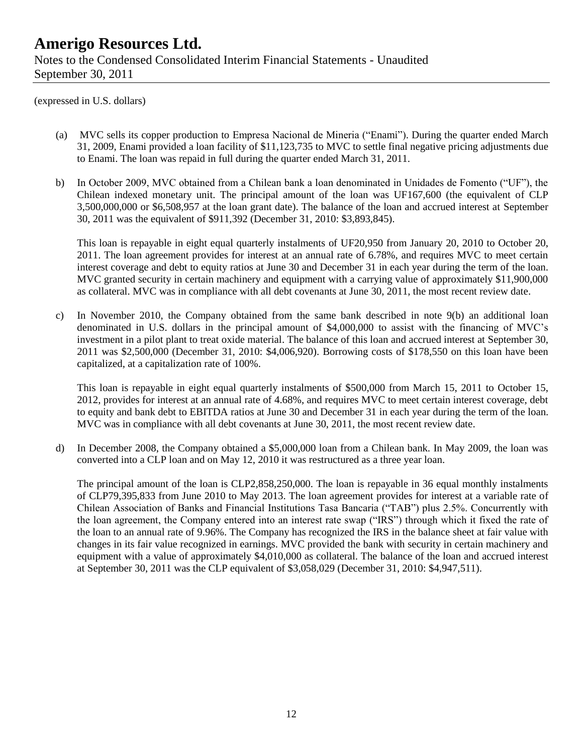(expressed in U.S. dollars)

(a) MVC sells its copper production to Empresa Nacional de Mineria ("Enami"). During the quarter ended March 31, 2009, Enami provided a loan facility of $11,123,735 to MVC to settle final negative pricing adjustments due to Enami. The loan was repaid in full during the quarter ended March 31, 2011.

b) In October 2009, MVC obtained from a Chilean bank a loan denominated in Unidades de Fomento ("UF"), the Chilean indexed monetary unit. The principal amount of the loan was UF167,600 (the equivalent of CLP 3,500,000,000 or $6,508,957 at the loan grant date). The balance of the loan and accrued interest at September 30, 2011 was the equivalent of $911,392 (December 31, 2010: $3,893,845).

   This loan is repayable in eight equal quarterly instalments of UF20,950 from January 20, 2010 to October 20, 2011. The loan agreement provides for interest at an annual rate of 6.78%, and requires MVC to meet certain interest coverage and debt to equity ratios at June 30 and December 31 in each year during the term of the loan. MVC granted security in certain machinery and equipment with a carrying value of approximately $11,900,000 as collateral. MVC was in compliance with all debt covenants at June 30, 2011, the most recent review date.

c) In November 2010, the Company obtained from the same bank described in note 9(b) an additional loan denominated in U.S. dollars in the principal amount of $4,000,000 to assist with the financing of MVC's investment in a pilot plant to treat oxide material. The balance of this loan and accrued interest at September 30, 2011 was $2,500,000 (December 31, 2010: $4,006,920). Borrowing costs of $178,550 on this loan have been capitalized, at a capitalization rate of 100%.

   This loan is repayable in eight equal quarterly instalments of $500,000 from March 15, 2011 to October 15, 2012, provides for interest at an annual rate of 4.68%, and requires MVC to meet certain interest coverage, debt to equity and bank debt to EBITDA ratios at June 30 and December 31 in each year during the term of the loan. MVC was in compliance with all debt covenants at June 30, 2011, the most recent review date.

d) In December 2008, the Company obtained a $5,000,000 loan from a Chilean bank. In May 2009, the loan was converted into a CLP loan and on May 12, 2010 it was restructured as a three year loan.

   The principal amount of the loan is CLP2,858,250,000. The loan is repayable in 36 equal monthly instalments of CLP79,395,833 from June 2010 to May 2013. The loan agreement provides for interest at a variable rate of Chilean Association of Banks and Financial Institutions Tasa Bancaria ("TAB") plus 2.5%. Concurrently with the loan agreement, the Company entered into an interest rate swap ("IRS") through which it fixed the rate of the loan to an annual rate of 9.96%. The Company has recognized the IRS in the balance sheet at fair value with changes in its fair value recognized in earnings. MVC provided the bank with security in certain machinery and equipment with a value of approximately $4,010,000 as collateral. The balance of the loan and accrued interest at September 30, 2011 was the CLP equivalent of $3,058,029 (December 31, 2010: $4,947,511).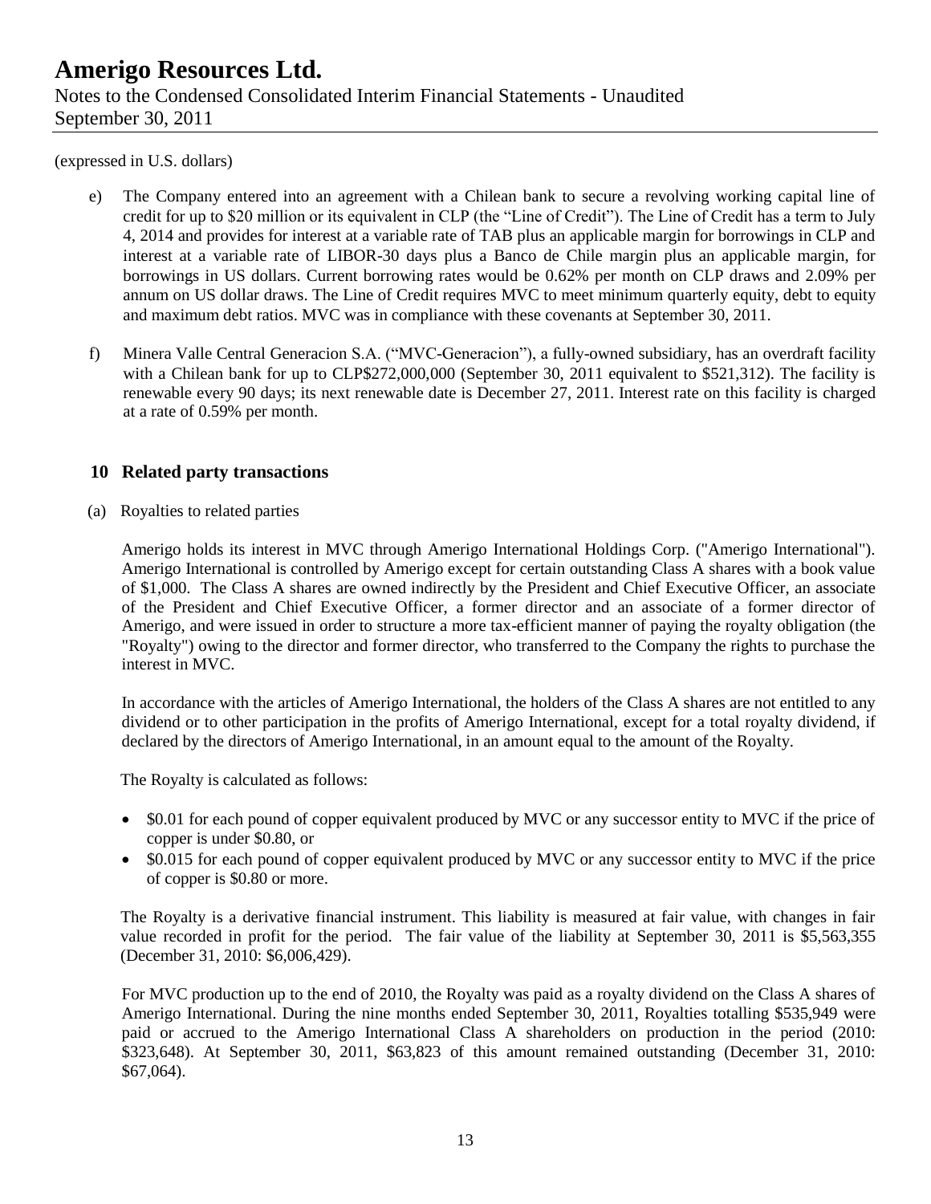(expressed in U.S. dollars)

e) The Company entered into an agreement with a Chilean bank to secure a revolving working capital line of credit for up to $20 million or its equivalent in CLP (the "Line of Credit"). The Line of Credit has a term to July 4, 2014 and provides for interest at a variable rate of TAB plus an applicable margin for borrowings in CLP and interest at a variable rate of LIBOR-30 days plus a Banco de Chile margin plus an applicable margin, for borrowings in US dollars. Current borrowing rates would be 0.62% per month on CLP draws and 2.09% per annum on US dollar draws. The Line of Credit requires MVC to meet minimum quarterly equity, debt to equity and maximum debt ratios. MVC was in compliance with these covenants at September 30, 2011.

f) Minera Valle Central Generacion S.A. ("MVC-Generacion"), a fully-owned subsidiary, has an overdraft facility with a Chilean bank for up to CLP$272,000,000 (September 30, 2011 equivalent to $521,312). The facility is renewable every 90 days; its next renewable date is December 27, 2011. Interest rate on this facility is charged at a rate of 0.59% per month.

## 10 Related party transactions

(a) Royalties to related parties

Amerigo holds its interest in MVC through Amerigo International Holdings Corp. ("Amerigo International"). Amerigo International is controlled by Amerigo except for certain outstanding Class A shares with a book value of $1,000. The Class A shares are owned indirectly by the President and Chief Executive Officer, an associate of the President and Chief Executive Officer, a former director and an associate of a former director of Amerigo, and were issued in order to structure a more tax-efficient manner of paying the royalty obligation (the "Royalty") owing to the director and former director, who transferred to the Company the rights to purchase the interest in MVC.

In accordance with the articles of Amerigo International, the holders of the Class A shares are not entitled to any dividend or to other participation in the profits of Amerigo International, except for a total royalty dividend, if declared by the directors of Amerigo International, in an amount equal to the amount of the Royalty.

The Royalty is calculated as follows:

- $0.01 for each pound of copper equivalent produced by MVC or any successor entity to MVC if the price of copper is under $0.80, or
- $0.015 for each pound of copper equivalent produced by MVC or any successor entity to MVC if the price of copper is $0.80 or more.

The Royalty is a derivative financial instrument. This liability is measured at fair value, with changes in fair value recorded in profit for the period. The fair value of the liability at September 30, 2011 is $5,563,355 (December 31, 2010: $6,006,429).

For MVC production up to the end of 2010, the Royalty was paid as a royalty dividend on the Class A shares of Amerigo International. During the nine months ended September 30, 2011, Royalties totalling $535,949 were paid or accrued to the Amerigo International Class A shareholders on production in the period (2010: $323,648). At September 30, 2011, $63,823 of this amount remained outstanding (December 31, 2010: $67,064).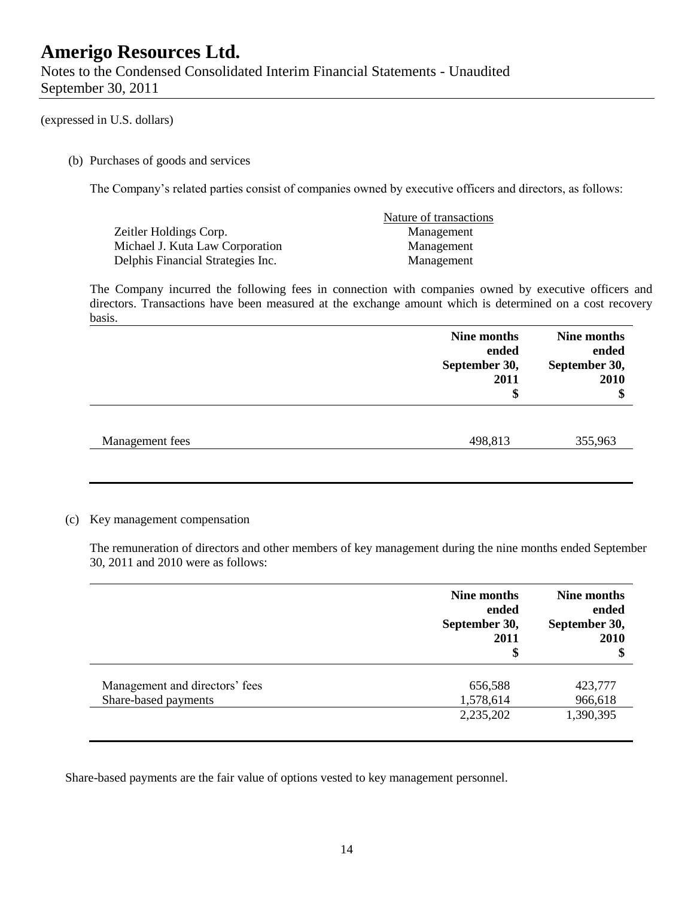# Amerigo Resources Ltd.

Notes to the Condensed Consolidated Interim Financial Statements - Unaudited
September 30, 2011

(expressed in U.S. dollars)

(b) Purchases of goods and services

The Company's related parties consist of companies owned by executive officers and directors, as follows:

| | Nature of transactions |
|---|---|
| Zeitler Holdings Corp. | Management |
| Michael J. Kuta Law Corporation | Management |
| Delphis Financial Strategies Inc. | Management |

The Company incurred the following fees in connection with companies owned by executive officers and directors. Transactions have been measured at the exchange amount which is determined on a cost recovery basis.

| | **Nine months ended September 30, 2011 $** | **Nine months ended September 30, 2010 $** |
|---|---|---|
| Management fees | 498,813 | 355,963 |

(c) Key management compensation

The remuneration of directors and other members of key management during the nine months ended September 30, 2011 and 2010 were as follows:

| | **Nine months ended September 30, 2011 $** | **Nine months ended September 30, 2010 $** |
|---|---|---|
| Management and directors' fees | 656,588 | 423,777 |
| Share-based payments | 1,578,614 | 966,618 |
| | 2,235,202 | 1,390,395 |

Share-based payments are the fair value of options vested to key management personnel.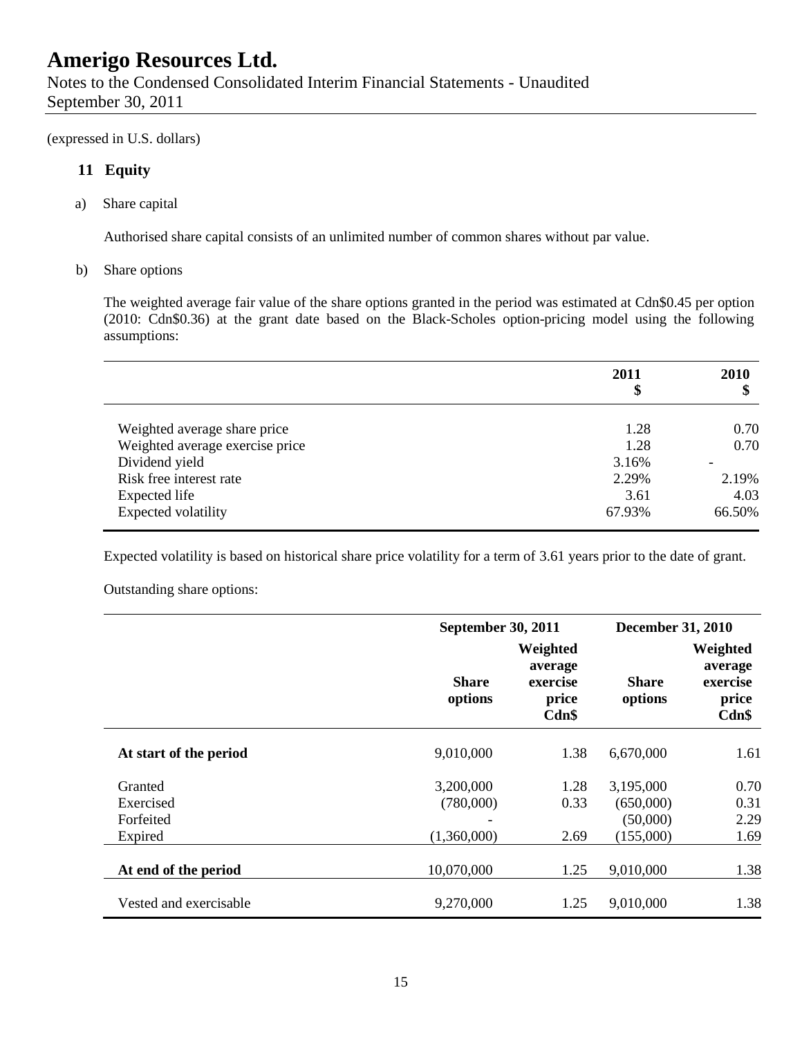# Amerigo Resources Ltd.

Notes to the Condensed Consolidated Interim Financial Statements - Unaudited
September 30, 2011

(expressed in U.S. dollars)

## 11 Equity

a) Share capital

Authorised share capital consists of an unlimited number of common shares without par value.

b) Share options

The weighted average fair value of the share options granted in the period was estimated at Cdn$0.45 per option (2010: Cdn$0.36) at the grant date based on the Black-Scholes option-pricing model using the following assumptions:

| | 2011 $ | 2010 $ |
|---|---|---|
| Weighted average share price | 1.28 | 0.70 |
| Weighted average exercise price | 1.28 | 0.70 |
| Dividend yield | 3.16% | - |
| Risk free interest rate | 2.29% | 2.19% |
| Expected life | 3.61 | 4.03 |
| Expected volatility | 67.93% | 66.50% |

Expected volatility is based on historical share price volatility for a term of 3.61 years prior to the date of grant.

Outstanding share options:

| | September 30, 2011 | | December 31, 2010 | |
|---|---|---|---|---|
| | Share options | Weighted average exercise price Cdn$ | Share options | Weighted average exercise price Cdn$ |
| **At start of the period** | 9,010,000 | 1.38 | 6,670,000 | 1.61 |
| Granted | 3,200,000 | 1.28 | 3,195,000 | 0.70 |
| Exercised | (780,000) | 0.33 | (650,000) | 0.31 |
| Forfeited | - | | (50,000) | 2.29 |
| Expired | (1,360,000) | 2.69 | (155,000) | 1.69 |
| **At end of the period** | 10,070,000 | 1.25 | 9,010,000 | 1.38 |
| Vested and exercisable | 9,270,000 | 1.25 | 9,010,000 | 1.38 |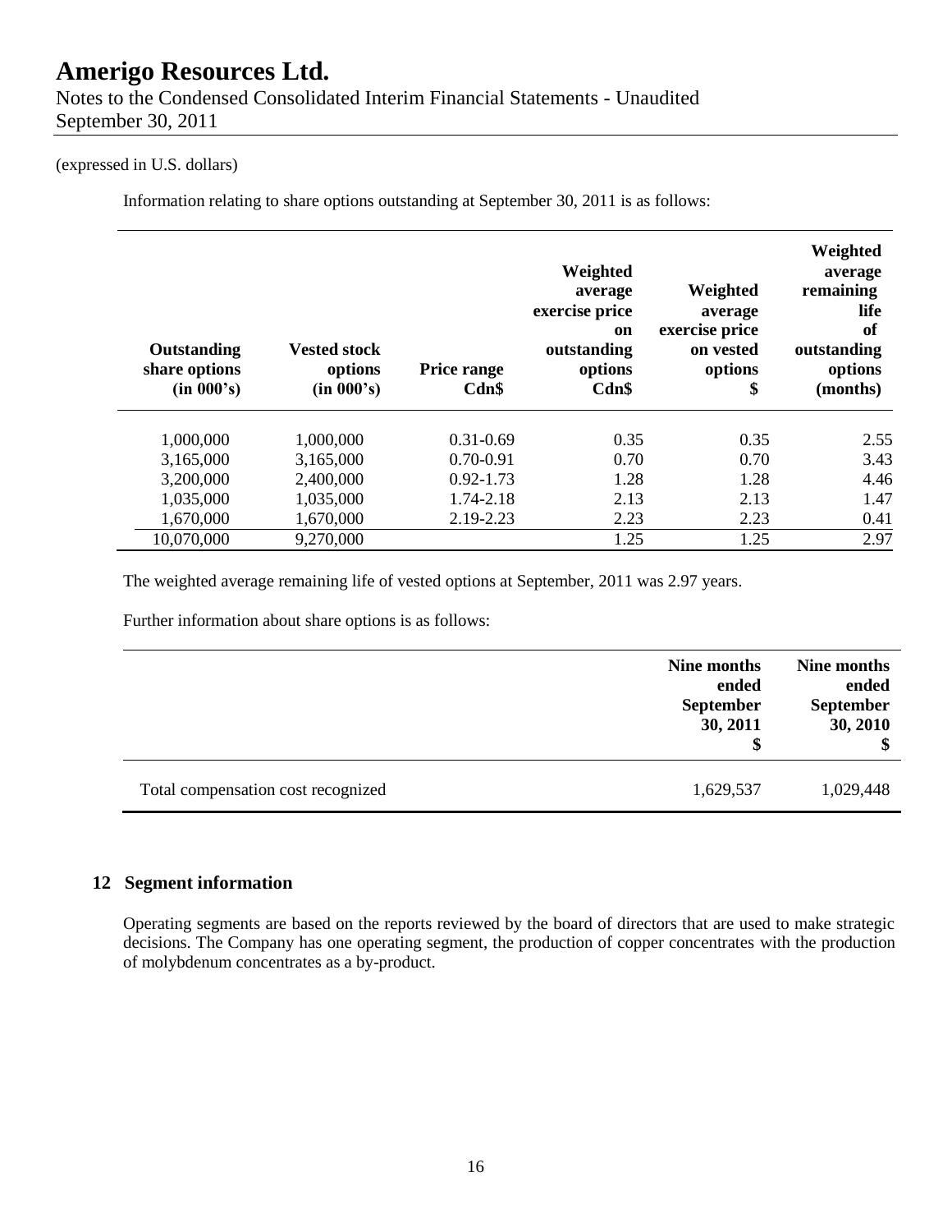(expressed in U.S. dollars)

Information relating to share options outstanding at September 30, 2011 is as follows:

| Outstanding share options (in 000's) | Vested stock options (in 000's) | Price range Cdn$ | Weighted average exercise price on outstanding options Cdn$ | Weighted average exercise price on vested options $ | Weighted average remaining life of outstanding options (months) |
|---|---|---|---|---|---|
| 1,000,000 | 1,000,000 | 0.31-0.69 | 0.35 | 0.35 | 2.55 |
| 3,165,000 | 3,165,000 | 0.70-0.91 | 0.70 | 0.70 | 3.43 |
| 3,200,000 | 2,400,000 | 0.92-1.73 | 1.28 | 1.28 | 4.46 |
| 1,035,000 | 1,035,000 | 1.74-2.18 | 2.13 | 2.13 | 1.47 |
| 1,670,000 | 1,670,000 | 2.19-2.23 | 2.23 | 2.23 | 0.41 |
| 10,070,000 | 9,270,000 | | 1.25 | 1.25 | 2.97 |

The weighted average remaining life of vested options at September, 2011 was 2.97 years.

Further information about share options is as follows:

| | Nine months ended September 30, 2011 $ | Nine months ended September 30, 2010 $ |
|---|---|---|
| Total compensation cost recognized | 1,629,537 | 1,029,448 |

## 12 Segment information

Operating segments are based on the reports reviewed by the board of directors that are used to make strategic decisions. The Company has one operating segment, the production of copper concentrates with the production of molybdenum concentrates as a by-product.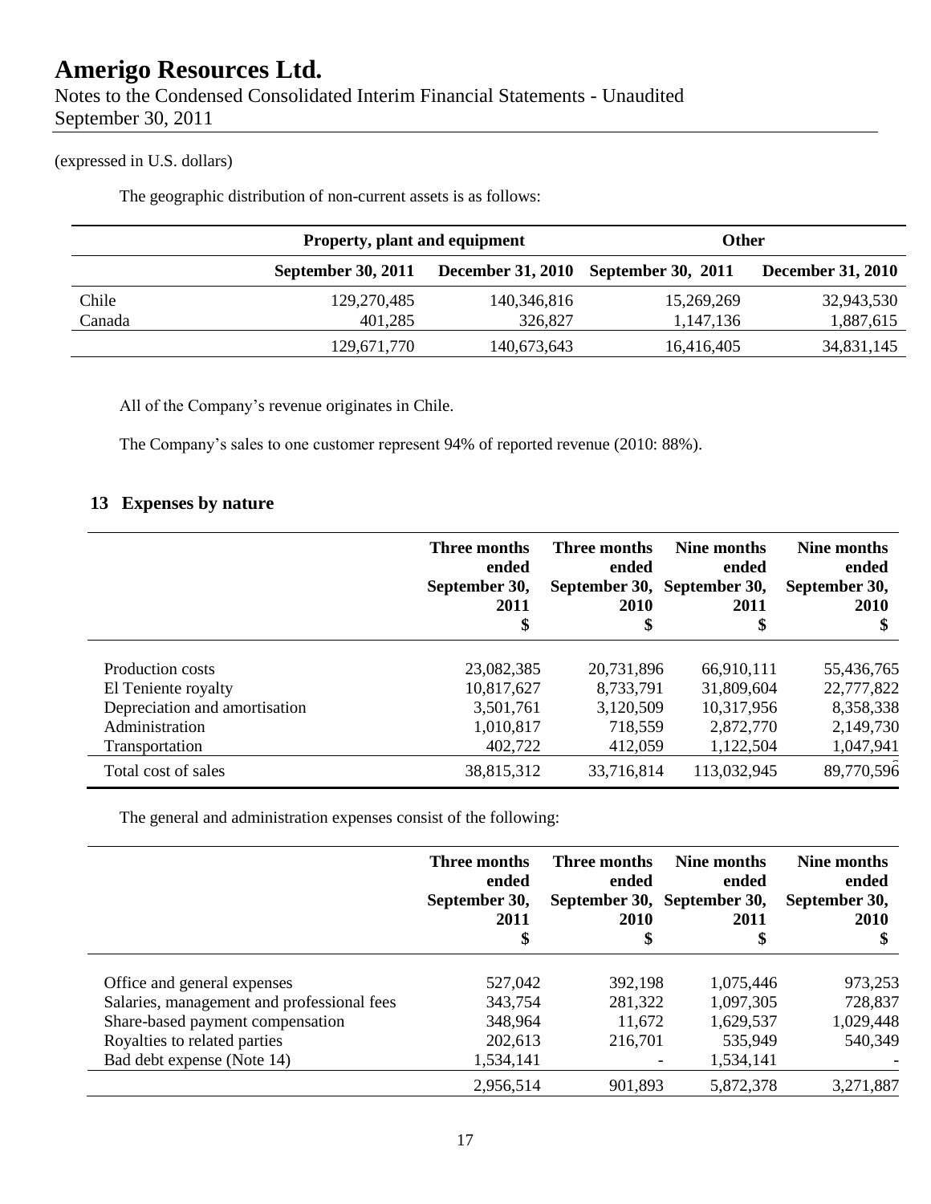(expressed in U.S. dollars)

The geographic distribution of non-current assets is as follows:

| | Property, plant and equipment | | Other | |
|---|---|---|---|---|
| | September 30, 2011 | December 31, 2010 | September 30, 2011 | December 31, 2010 |
| Chile | 129,270,485 | 140,346,816 | 15,269,269 | 32,943,530 |
| Canada | 401,285 | 326,827 | 1,147,136 | 1,887,615 |
| | 129,671,770 | 140,673,643 | 16,416,405 | 34,831,145 |

All of the Company's revenue originates in Chile.

The Company's sales to one customer represent 94% of reported revenue (2010: 88%).

## 13 Expenses by nature

| | Three months ended September 30, 2011 $ | Three months ended September 30, 2010 $ | Nine months ended September 30, 2011 $ | Nine months ended September 30, 2010 $ |
|---|---|---|---|---|
| Production costs | 23,082,385 | 20,731,896 | 66,910,111 | 55,436,765 |
| El Teniente royalty | 10,817,627 | 8,733,791 | 31,809,604 | 22,777,822 |
| Depreciation and amortisation | 3,501,761 | 3,120,509 | 10,317,956 | 8,358,338 |
| Administration | 1,010,817 | 718,559 | 2,872,770 | 2,149,730 |
| Transportation | 402,722 | 412,059 | 1,122,504 | 1,047,941 |
| Total cost of sales | 38,815,312 | 33,716,814 | 113,032,945 | 89,770,596 |

The general and administration expenses consist of the following:

| | Three months ended September 30, 2011 $ | Three months ended September 30, 2010 $ | Nine months ended September 30, 2011 $ | Nine months ended September 30, 2010 $ |
|---|---|---|---|---|
| Office and general expenses | 527,042 | 392,198 | 1,075,446 | 973,253 |
| Salaries, management and professional fees | 343,754 | 281,322 | 1,097,305 | 728,837 |
| Share-based payment compensation | 348,964 | 11,672 | 1,629,537 | 1,029,448 |
| Royalties to related parties | 202,613 | 216,701 | 535,949 | 540,349 |
| Bad debt expense (Note 14) | 1,534,141 | - | 1,534,141 | - |
| | 2,956,514 | 901,893 | 5,872,378 | 3,271,887 |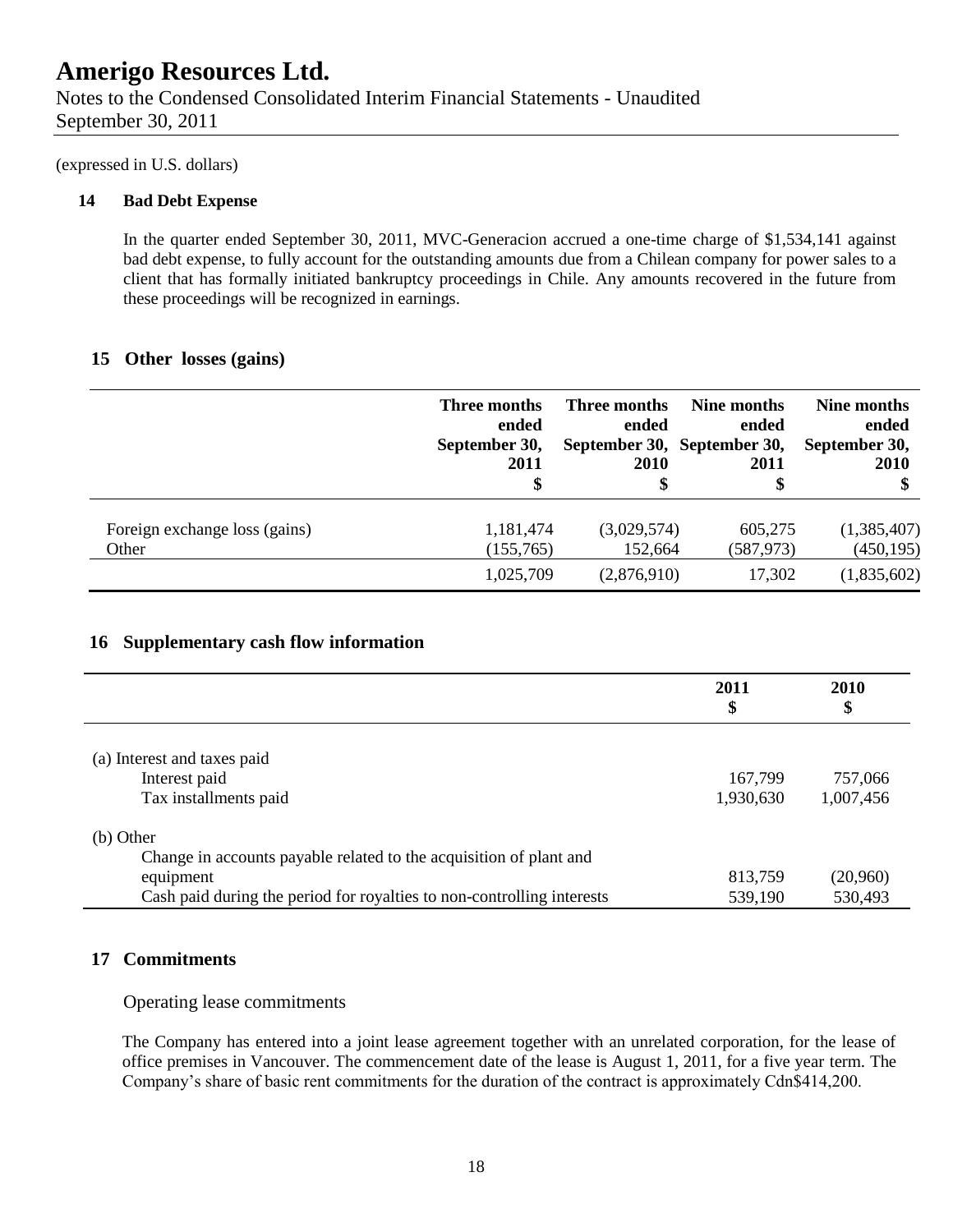(expressed in U.S. dollars)

## 14 Bad Debt Expense

In the quarter ended September 30, 2011, MVC-Generacion accrued a one-time charge of $1,534,141 against bad debt expense, to fully account for the outstanding amounts due from a Chilean company for power sales to a client that has formally initiated bankruptcy proceedings in Chile. Any amounts recovered in the future from these proceedings will be recognized in earnings.

## 15 Other losses (gains)

| | Three months ended September 30, 2011 $ | Three months ended September 30, 2010 $ | Nine months ended September 30, 2011 $ | Nine months ended September 30, 2010 $ |
|---|---|---|---|---|
| Foreign exchange loss (gains) | 1,181,474 | (3,029,574) | 605,275 | (1,385,407) |
| Other | (155,765) | 152,664 | (587,973) | (450,195) |
| | 1,025,709 | (2,876,910) | 17,302 | (1,835,602) |

## 16 Supplementary cash flow information

| | 2011 $ | 2010 $ |
|---|---|---|
| (a) Interest and taxes paid | | |
| Interest paid | 167,799 | 757,066 |
| Tax installments paid | 1,930,630 | 1,007,456 |
| (b) Other | | |
| Change in accounts payable related to the acquisition of plant and equipment | 813,759 | (20,960) |
| Cash paid during the period for royalties to non-controlling interests | 539,190 | 530,493 |

## 17 Commitments

Operating lease commitments

The Company has entered into a joint lease agreement together with an unrelated corporation, for the lease of office premises in Vancouver. The commencement date of the lease is August 1, 2011, for a five year term. The Company's share of basic rent commitments for the duration of the contract is approximately Cdn$414,200.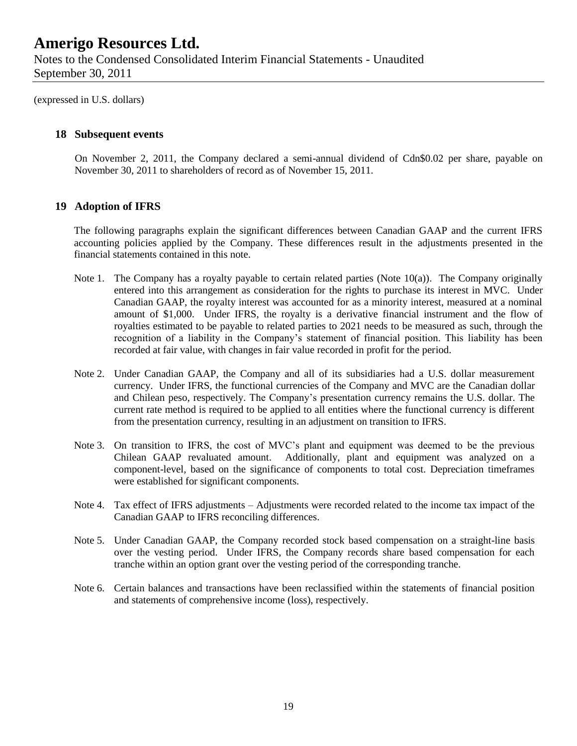(expressed in U.S. dollars)

## 18 Subsequent events

On November 2, 2011, the Company declared a semi-annual dividend of Cdn$0.02 per share, payable on November 30, 2011 to shareholders of record as of November 15, 2011.

## 19 Adoption of IFRS

The following paragraphs explain the significant differences between Canadian GAAP and the current IFRS accounting policies applied by the Company. These differences result in the adjustments presented in the financial statements contained in this note.

Note 1. The Company has a royalty payable to certain related parties (Note 10(a)). The Company originally entered into this arrangement as consideration for the rights to purchase its interest in MVC. Under Canadian GAAP, the royalty interest was accounted for as a minority interest, measured at a nominal amount of $1,000. Under IFRS, the royalty is a derivative financial instrument and the flow of royalties estimated to be payable to related parties to 2021 needs to be measured as such, through the recognition of a liability in the Company's statement of financial position. This liability has been recorded at fair value, with changes in fair value recorded in profit for the period.

Note 2. Under Canadian GAAP, the Company and all of its subsidiaries had a U.S. dollar measurement currency. Under IFRS, the functional currencies of the Company and MVC are the Canadian dollar and Chilean peso, respectively. The Company's presentation currency remains the U.S. dollar. The current rate method is required to be applied to all entities where the functional currency is different from the presentation currency, resulting in an adjustment on transition to IFRS.

Note 3. On transition to IFRS, the cost of MVC's plant and equipment was deemed to be the previous Chilean GAAP revaluated amount. Additionally, plant and equipment was analyzed on a component-level, based on the significance of components to total cost. Depreciation timeframes were established for significant components.

Note 4. Tax effect of IFRS adjustments – Adjustments were recorded related to the income tax impact of the Canadian GAAP to IFRS reconciling differences.

Note 5. Under Canadian GAAP, the Company recorded stock based compensation on a straight-line basis over the vesting period. Under IFRS, the Company records share based compensation for each tranche within an option grant over the vesting period of the corresponding tranche.

Note 6. Certain balances and transactions have been reclassified within the statements of financial position and statements of comprehensive income (loss), respectively.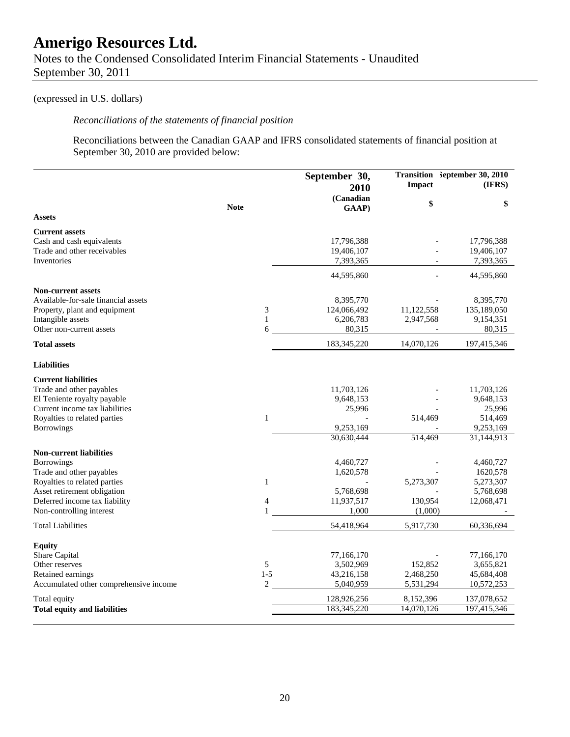(expressed in U.S. dollars)

*Reconciliations of the statements of financial position*

Reconciliations between the Canadian GAAP and IFRS consolidated statements of financial position at September 30, 2010 are provided below:

| | Note | September 30, 2010 (Canadian GAAP) | Transition Impact $ | September 30, 2010 (IFRS) $ |
|---|---|---|---|---|
| **Assets** | | | | |
| **Current assets** | | | | |
| Cash and cash equivalents | | 17,796,388 | - | 17,796,388 |
| Trade and other receivables | | 19,406,107 | - | 19,406,107 |
| Inventories | | 7,393,365 | - | 7,393,365 |
| | | 44,595,860 | - | 44,595,860 |
| **Non-current assets** | | | | |
| Available-for-sale financial assets | | 8,395,770 | - | 8,395,770 |
| Property, plant and equipment | 3 | 124,066,492 | 11,122,558 | 135,189,050 |
| Intangible assets | 1 | 6,206,783 | 2,947,568 | 9,154,351 |
| Other non-current assets | 6 | 80,315 | - | 80,315 |
| **Total assets** | | 183,345,220 | 14,070,126 | 197,415,346 |
| **Liabilities** | | | | |
| **Current liabilities** | | | | |
| Trade and other payables | | 11,703,126 | - | 11,703,126 |
| El Teniente royalty payable | | 9,648,153 | - | 9,648,153 |
| Current income tax liabilities | | 25,996 | - | 25,996 |
| Royalties to related parties | 1 | - | 514,469 | 514,469 |
| Borrowings | | 9,253,169 | - | 9,253,169 |
| | | 30,630,444 | 514,469 | 31,144,913 |
| **Non-current liabilities** | | | | |
| Borrowings | | 4,460,727 | - | 4,460,727 |
| Trade and other payables | | 1,620,578 | - | 1620,578 |
| Royalties to related parties | 1 | - | 5,273,307 | 5,273,307 |
| Asset retirement obligation | | 5,768,698 | - | 5,768,698 |
| Deferred income tax liability | 4 | 11,937,517 | 130,954 | 12,068,471 |
| Non-controlling interest | 1 | 1,000 | (1,000) | - |
| Total Liabilities | | 54,418,964 | 5,917,730 | 60,336,694 |
| **Equity** | | | | |
| Share Capital | | 77,166,170 | - | 77,166,170 |
| Other reserves | 5 | 3,502,969 | 152,852 | 3,655,821 |
| Retained earnings | 1-5 | 43,216,158 | 2,468,250 | 45,684,408 |
| Accumulated other comprehensive income | 2 | 5,040,959 | 5,531,294 | 10,572,253 |
| Total equity | | 128,926,256 | 8,152,396 | 137,078,652 |
| **Total equity and liabilities** | | 183,345,220 | 14,070,126 | 197,415,346 |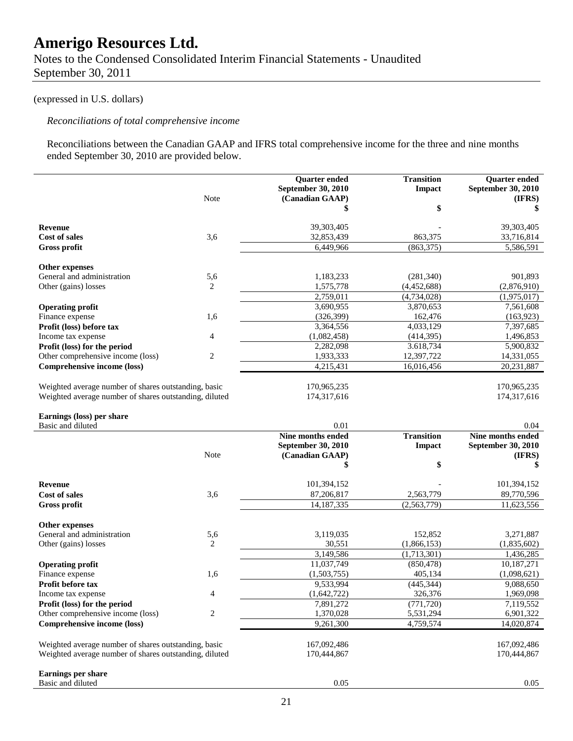# Amerigo Resources Ltd.

Notes to the Condensed Consolidated Interim Financial Statements - Unaudited
September 30, 2011

(expressed in U.S. dollars)

*Reconciliations of total comprehensive income*

Reconciliations between the Canadian GAAP and IFRS total comprehensive income for the three and nine months ended September 30, 2010 are provided below.

| | Note | Quarter ended September 30, 2010 (Canadian GAAP) $ | Transition Impact $ | Quarter ended September 30, 2010 (IFRS) $ |
|---|---|---|---|---|
| **Revenue** | | 39,303,405 | - | 39,303,405 |
| **Cost of sales** | 3,6 | 32,853,439 | 863,375 | 33,716,814 |
| **Gross profit** | | 6,449,966 | (863,375) | 5,586,591 |
| **Other expenses** | | | | |
| General and administration | 5,6 | 1,183,233 | (281,340) | 901,893 |
| Other (gains) losses | 2 | 1,575,778 | (4,452,688) | (2,876,910) |
| | | 2,759,011 | (4,734,028) | (1,975,017) |
| **Operating profit** | | 3,690,955 | 3,870,653 | 7,561,608 |
| Finance expense | 1,6 | (326,399) | 162,476 | (163,923) |
| **Profit (loss) before tax** | | 3,364,556 | 4,033,129 | 7,397,685 |
| Income tax expense | 4 | (1,082,458) | (414,395) | 1,496,853 |
| **Profit (loss) for the period** | | 2,282,098 | 3.618,734 | 5,900,832 |
| Other comprehensive income (loss) | 2 | 1,933,333 | 12,397,722 | 14,331,055 |
| **Comprehensive income (loss)** | | 4,215,431 | 16,016,456 | 20,231,887 |
| Weighted average number of shares outstanding, basic | | 170,965,235 | | 170,965,235 |
| Weighted average number of shares outstanding, diluted | | 174,317,616 | | 174,317,616 |
| **Earnings (loss) per share** | | | | |
| Basic and diluted | | 0.01 | | 0.04 |

| | Note | Nine months ended September 30, 2010 (Canadian GAAP) $ | Transition Impact $ | Nine months ended September 30, 2010 (IFRS) $ |
|---|---|---|---|---|
| **Revenue** | | 101,394,152 | - | 101,394,152 |
| **Cost of sales** | 3,6 | 87,206,817 | 2,563,779 | 89,770,596 |
| **Gross profit** | | 14,187,335 | (2,563,779) | 11,623,556 |
| **Other expenses** | | | | |
| General and administration | 5,6 | 3,119,035 | 152,852 | 3,271,887 |
| Other (gains) losses | 2 | 30,551 | (1,866,153) | (1,835,602) |
| | | 3,149,586 | (1,713,301) | 1,436,285 |
| **Operating profit** | | 11,037,749 | (850,478) | 10,187,271 |
| Finance expense | 1,6 | (1,503,755) | 405,134 | (1,098,621) |
| **Profit before tax** | | 9,533,994 | (445,344) | 9,088,650 |
| Income tax expense | 4 | (1,642,722) | 326,376 | 1,969,098 |
| **Profit (loss) for the period** | | 7,891,272 | (771,720) | 7,119,552 |
| Other comprehensive income (loss) | 2 | 1,370,028 | 5,531,294 | 6,901,322 |
| **Comprehensive income (loss)** | | 9,261,300 | 4,759,574 | 14,020,874 |
| Weighted average number of shares outstanding, basic | | 167,092,486 | | 167,092,486 |
| Weighted average number of shares outstanding, diluted | | 170,444,867 | | 170,444,867 |
| **Earnings per share** | | | | |
| Basic and diluted | | 0.05 | | 0.05 |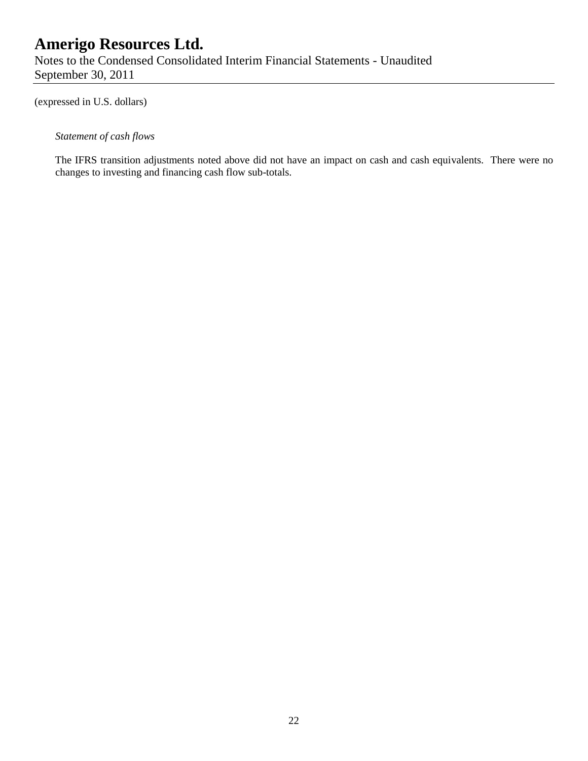(expressed in U.S. dollars)

*Statement of cash flows*

The IFRS transition adjustments noted above did not have an impact on cash and cash equivalents. There were no changes to investing and financing cash flow sub-totals.